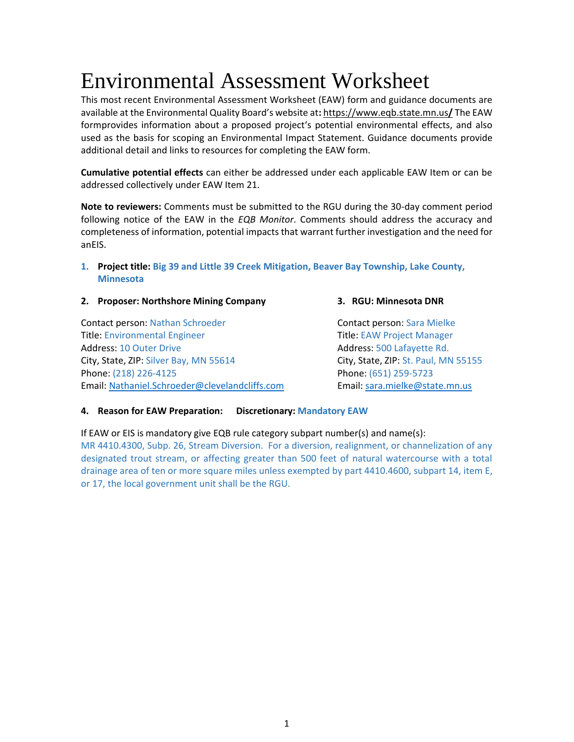# Environmental Assessment Worksheet

This most recent Environmental Assessment Worksheet (EAW) form and guidance documents are available at the Environmental Quality Board's website at**:** https://www.eqb.state.mn.us**/** The EAW formprovides information about a proposed project's potential environmental effects, and also used as the basis for scoping an Environmental Impact Statement. Guidance documents provide additional detail and links to resources for completing the EAW form.

**Cumulative potential effects** can either be addressed under each applicable EAW Item or can be addressed collectively under EAW Item 21.

**Note to reviewers:** Comments must be submitted to the RGU during the 30-day comment period following notice of the EAW in the *EQB Monitor*. Comments should address the accuracy and completeness of information, potential impacts that warrant further investigation and the need for anEIS.

1. **Project title: Big 39 and Little 39 Creek Mitigation, Beaver Bay Township, Lake County, Minnesota**

**2. Proposer: Northshore Mining Company**

Contact person: Nathan Schroeder
Title: Environmental Engineer
Address: 10 Outer Drive
City, State, ZIP: Silver Bay, MN 55614
Phone: (218) 226-4125
Email: Nathaniel.Schroeder@clevelandcliffs.com

**3. RGU: Minnesota DNR**

Contact person: Sara Mielke
Title: EAW Project Manager
Address: 500 Lafayette Rd.
City, State, ZIP: St. Paul, MN 55155
Phone: (651) 259-5723
Email: sara.mielke@state.mn.us

**4. Reason for EAW Preparation: Discretionary:** Mandatory EAW

If EAW or EIS is mandatory give EQB rule category subpart number(s) and name(s):
MR 4410.4300, Subp. 26, Stream Diversion. For a diversion, realignment, or channelization of any designated trout stream, or affecting greater than 500 feet of natural watercourse with a total drainage area of ten or more square miles unless exempted by part 4410.4600, subpart 14, item E, or 17, the local government unit shall be the RGU.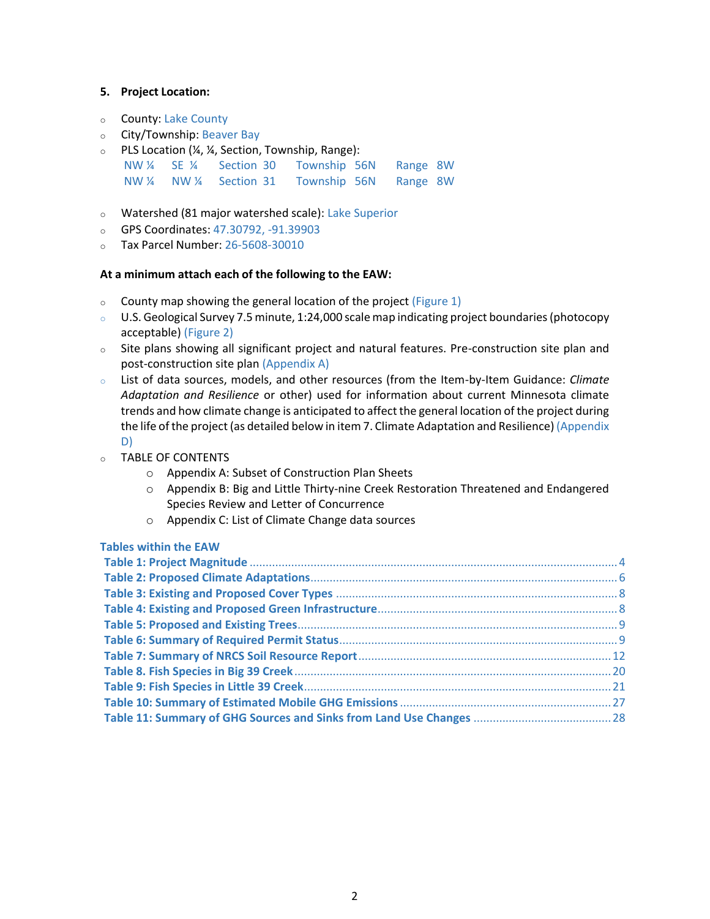5. **Project Location:**

- County: Lake County
- City/Township: Beaver Bay
- PLS Location (¼, ¼, Section, Township, Range):

| | | | | |
|---|---|---|---|---|
| NW ¼ | SE ¼ | Section 30 | Township 56N | Range 8W |
| NW ¼ | NW ¼ | Section 31 | Township 56N | Range 8W |

- Watershed (81 major watershed scale): Lake Superior
- GPS Coordinates: 47.30792, -91.39903
- Tax Parcel Number: 26-5608-30010

**At a minimum attach each of the following to the EAW:**

- County map showing the general location of the project (Figure 1)
- U.S. Geological Survey 7.5 minute, 1:24,000 scale map indicating project boundaries (photocopy acceptable) (Figure 2)
- Site plans showing all significant project and natural features. Pre-construction site plan and post-construction site plan (Appendix A)
- List of data sources, models, and other resources (from the Item-by-Item Guidance: *Climate Adaptation and Resilience* or other) used for information about current Minnesota climate trends and how climate change is anticipated to affect the general location of the project during the life of the project (as detailed below in item 7. Climate Adaptation and Resilience) (Appendix D)
- TABLE OF CONTENTS
  - Appendix A: Subset of Construction Plan Sheets
  - Appendix B: Big and Little Thirty-nine Creek Restoration Threatened and Endangered Species Review and Letter of Concurrence
  - Appendix C: List of Climate Change data sources

**Tables within the EAW**

**Table 1: Project Magnitude** .......... 4
**Table 2: Proposed Climate Adaptations** .......... 6
**Table 3: Existing and Proposed Cover Types** .......... 8
**Table 4: Existing and Proposed Green Infrastructure** .......... 8
**Table 5: Proposed and Existing Trees** .......... 9
**Table 6: Summary of Required Permit Status** .......... 9
**Table 7: Summary of NRCS Soil Resource Report** .......... 12
**Table 8. Fish Species in Big 39 Creek** .......... 20
**Table 9: Fish Species in Little 39 Creek** .......... 21
**Table 10: Summary of Estimated Mobile GHG Emissions** .......... 27
**Table 11: Summary of GHG Sources and Sinks from Land Use Changes** .......... 28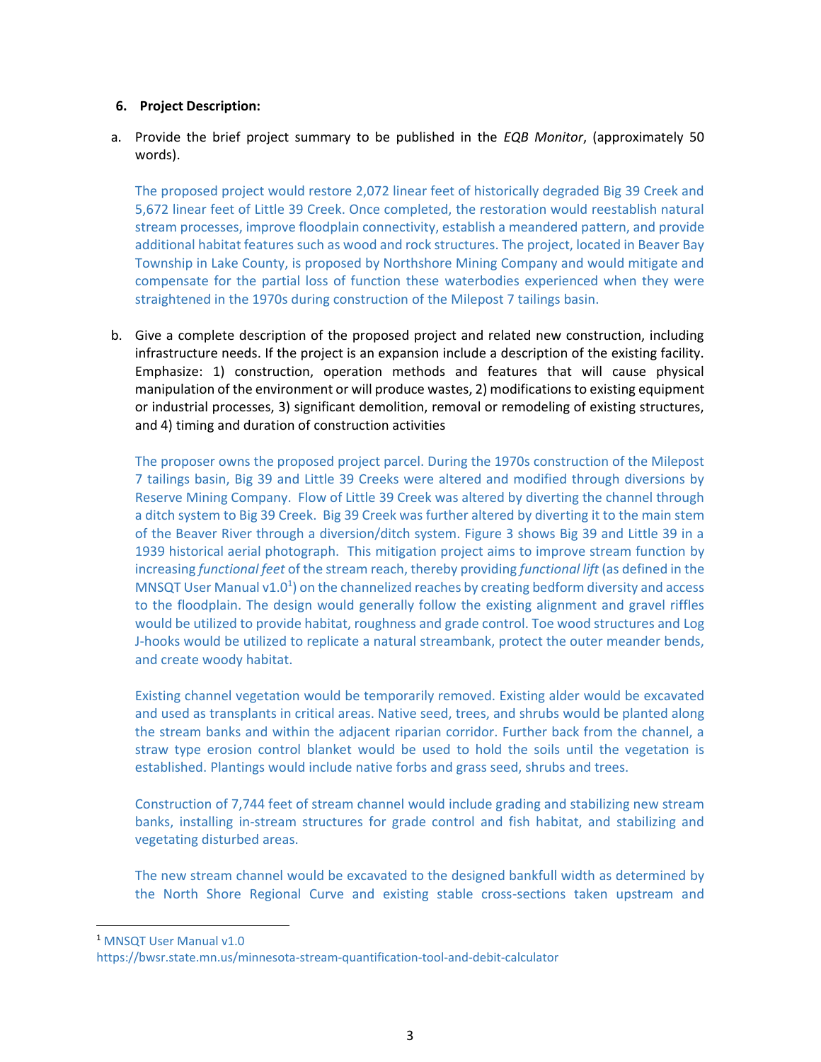**6. Project Description:**

a. Provide the brief project summary to be published in the *EQB Monitor*, (approximately 50 words).

The proposed project would restore 2,072 linear feet of historically degraded Big 39 Creek and 5,672 linear feet of Little 39 Creek. Once completed, the restoration would reestablish natural stream processes, improve floodplain connectivity, establish a meandered pattern, and provide additional habitat features such as wood and rock structures. The project, located in Beaver Bay Township in Lake County, is proposed by Northshore Mining Company and would mitigate and compensate for the partial loss of function these waterbodies experienced when they were straightened in the 1970s during construction of the Milepost 7 tailings basin.

b. Give a complete description of the proposed project and related new construction, including infrastructure needs. If the project is an expansion include a description of the existing facility. Emphasize: 1) construction, operation methods and features that will cause physical manipulation of the environment or will produce wastes, 2) modifications to existing equipment or industrial processes, 3) significant demolition, removal or remodeling of existing structures, and 4) timing and duration of construction activities

The proposer owns the proposed project parcel. During the 1970s construction of the Milepost 7 tailings basin, Big 39 and Little 39 Creeks were altered and modified through diversions by Reserve Mining Company. Flow of Little 39 Creek was altered by diverting the channel through a ditch system to Big 39 Creek. Big 39 Creek was further altered by diverting it to the main stem of the Beaver River through a diversion/ditch system. Figure 3 shows Big 39 and Little 39 in a 1939 historical aerial photograph. This mitigation project aims to improve stream function by increasing *functional feet* of the stream reach, thereby providing *functional lift* (as defined in the MNSQT User Manual v1.0[1]) on the channelized reaches by creating bedform diversity and access to the floodplain. The design would generally follow the existing alignment and gravel riffles would be utilized to provide habitat, roughness and grade control. Toe wood structures and Log J-hooks would be utilized to replicate a natural streambank, protect the outer meander bends, and create woody habitat.

Existing channel vegetation would be temporarily removed. Existing alder would be excavated and used as transplants in critical areas. Native seed, trees, and shrubs would be planted along the stream banks and within the adjacent riparian corridor. Further back from the channel, a straw type erosion control blanket would be used to hold the soils until the vegetation is established. Plantings would include native forbs and grass seed, shrubs and trees.

Construction of 7,744 feet of stream channel would include grading and stabilizing new stream banks, installing in-stream structures for grade control and fish habitat, and stabilizing and vegetating disturbed areas.

The new stream channel would be excavated to the designed bankfull width as determined by the North Shore Regional Curve and existing stable cross-sections taken upstream and

---

[1] MNSQT User Manual v1.0
https://bwsr.state.mn.us/minnesota-stream-quantification-tool-and-debit-calculator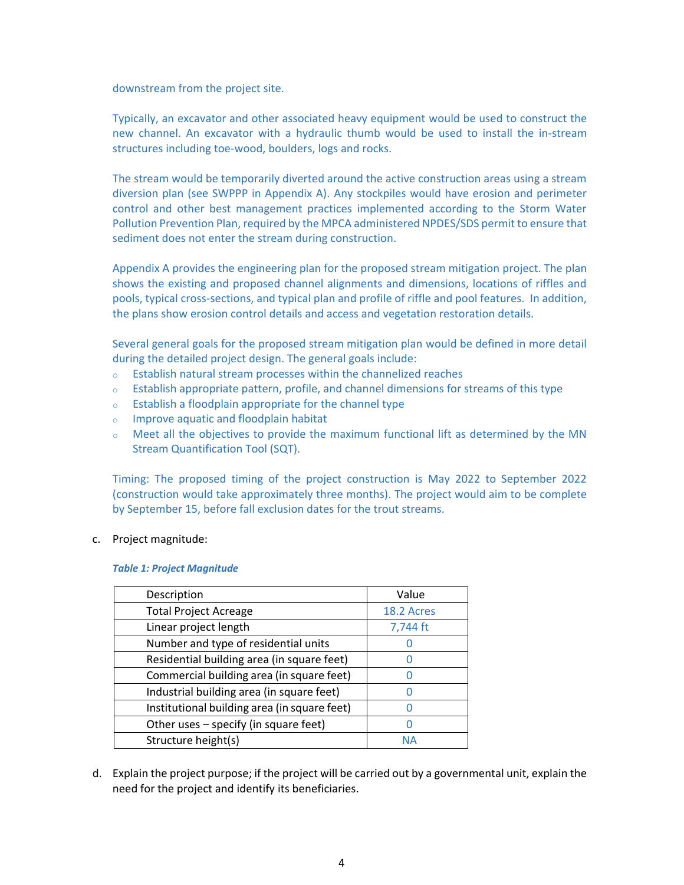downstream from the project site.

Typically, an excavator and other associated heavy equipment would be used to construct the new channel. An excavator with a hydraulic thumb would be used to install the in-stream structures including toe-wood, boulders, logs and rocks.

The stream would be temporarily diverted around the active construction areas using a stream diversion plan (see SWPPP in Appendix A). Any stockpiles would have erosion and perimeter control and other best management practices implemented according to the Storm Water Pollution Prevention Plan, required by the MPCA administered NPDES/SDS permit to ensure that sediment does not enter the stream during construction.

Appendix A provides the engineering plan for the proposed stream mitigation project. The plan shows the existing and proposed channel alignments and dimensions, locations of riffles and pools, typical cross-sections, and typical plan and profile of riffle and pool features. In addition, the plans show erosion control details and access and vegetation restoration details.

Several general goals for the proposed stream mitigation plan would be defined in more detail during the detailed project design. The general goals include:

- Establish natural stream processes within the channelized reaches
- Establish appropriate pattern, profile, and channel dimensions for streams of this type
- Establish a floodplain appropriate for the channel type
- Improve aquatic and floodplain habitat
- Meet all the objectives to provide the maximum functional lift as determined by the MN Stream Quantification Tool (SQT).

Timing: The proposed timing of the project construction is May 2022 to September 2022 (construction would take approximately three months). The project would aim to be complete by September 15, before fall exclusion dates for the trout streams.

c. Project magnitude:

***Table 1: Project Magnitude***

| Description | Value |
|---|---|
| Total Project Acreage | 18.2 Acres |
| Linear project length | 7,744 ft |
| Number and type of residential units | 0 |
| Residential building area (in square feet) | 0 |
| Commercial building area (in square feet) | 0 |
| Industrial building area (in square feet) | 0 |
| Institutional building area (in square feet) | 0 |
| Other uses – specify (in square feet) | 0 |
| Structure height(s) | NA |

d. Explain the project purpose; if the project will be carried out by a governmental unit, explain the need for the project and identify its beneficiaries.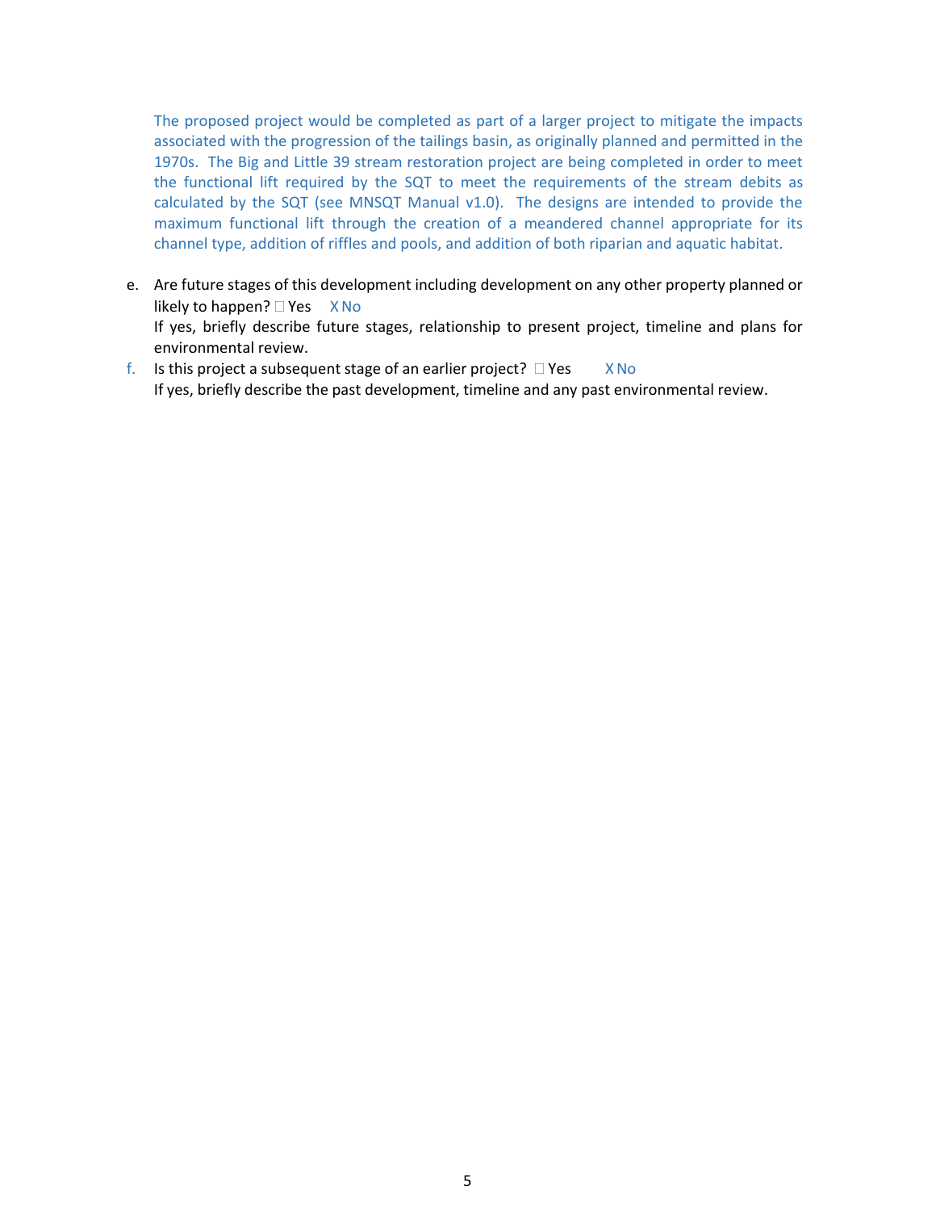The proposed project would be completed as part of a larger project to mitigate the impacts associated with the progression of the tailings basin, as originally planned and permitted in the 1970s. The Big and Little 39 stream restoration project are being completed in order to meet the functional lift required by the SQT to meet the requirements of the stream debits as calculated by the SQT (see MNSQT Manual v1.0). The designs are intended to provide the maximum functional lift through the creation of a meandered channel appropriate for its channel type, addition of riffles and pools, and addition of both riparian and aquatic habitat.

e. Are future stages of this development including development on any other property planned or likely to happen? ☐ Yes X No
   If yes, briefly describe future stages, relationship to present project, timeline and plans for environmental review.
f. Is this project a subsequent stage of an earlier project? ☐ Yes X No
   If yes, briefly describe the past development, timeline and any past environmental review.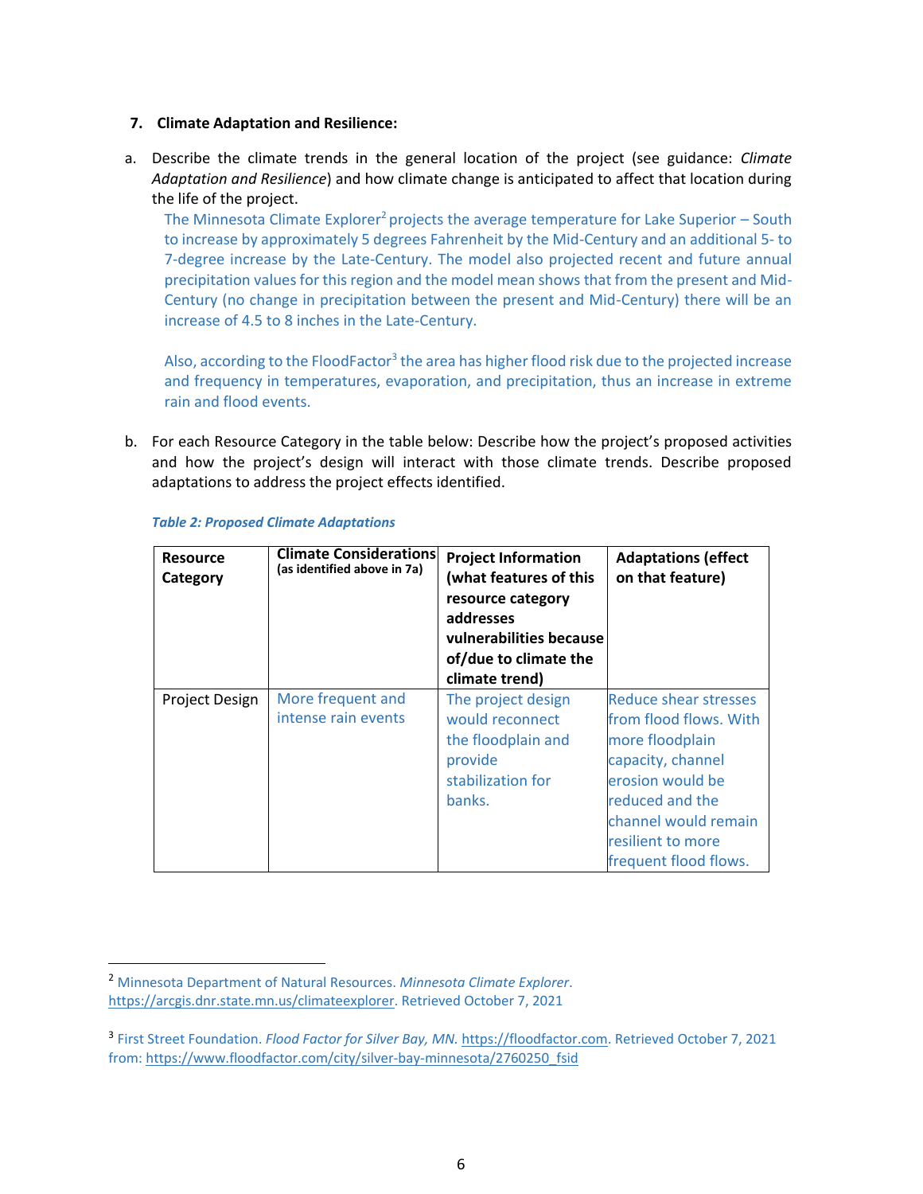**7. Climate Adaptation and Resilience:**

a. Describe the climate trends in the general location of the project (see guidance: *Climate Adaptation and Resilience*) and how climate change is anticipated to affect that location during the life of the project.

The Minnesota Climate Explorer[2] projects the average temperature for Lake Superior – South to increase by approximately 5 degrees Fahrenheit by the Mid-Century and an additional 5- to 7-degree increase by the Late-Century. The model also projected recent and future annual precipitation values for this region and the model mean shows that from the present and Mid-Century (no change in precipitation between the present and Mid-Century) there will be an increase of 4.5 to 8 inches in the Late-Century.

Also, according to the FloodFactor[3] the area has higher flood risk due to the projected increase and frequency in temperatures, evaporation, and precipitation, thus an increase in extreme rain and flood events.

b. For each Resource Category in the table below: Describe how the project's proposed activities and how the project's design will interact with those climate trends. Describe proposed adaptations to address the project effects identified.

***Table 2: Proposed Climate Adaptations***

| Resource Category | Climate Considerations (as identified above in 7a) | Project Information (what features of this resource category addresses vulnerabilities because of/due to climate the climate trend) | Adaptations (effect on that feature) |
|---|---|---|---|
| Project Design | More frequent and intense rain events | The project design would reconnect the floodplain and provide stabilization for banks. | Reduce shear stresses from flood flows. With more floodplain capacity, channel erosion would be reduced and the channel would remain resilient to more frequent flood flows. |

---

[2] Minnesota Department of Natural Resources. *Minnesota Climate Explorer*. https://arcgis.dnr.state.mn.us/climateexplorer. Retrieved October 7, 2021

[3] First Street Foundation. *Flood Factor for Silver Bay, MN.* https://floodfactor.com. Retrieved October 7, 2021 from: https://www.floodfactor.com/city/silver-bay-minnesota/2760250_fsid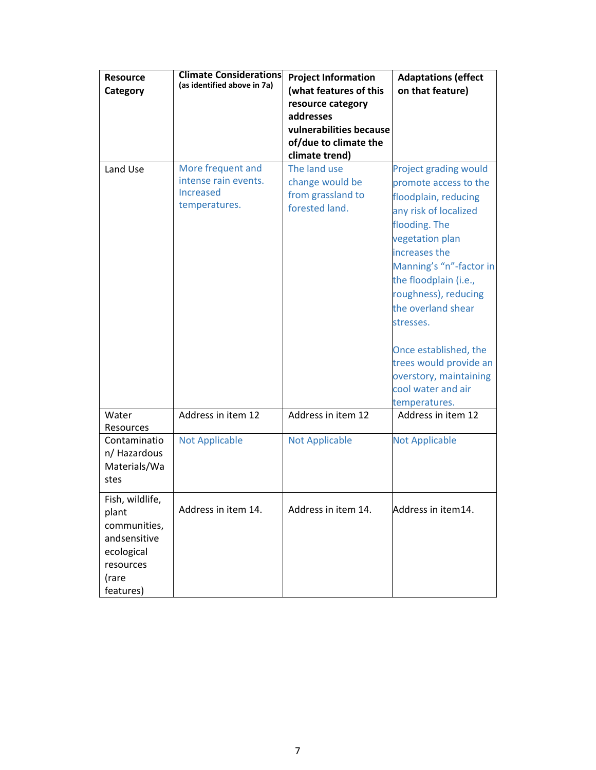| Resource Category | Climate Considerations (as identified above in 7a) | Project Information (what features of this resource category addresses vulnerabilities because of/due to climate the climate trend) | Adaptations (effect on that feature) |
|---|---|---|---|
| Land Use | More frequent and intense rain events. Increased temperatures. | The land use change would be from grassland to forested land. | Project grading would promote access to the floodplain, reducing any risk of localized flooding. The vegetation plan increases the Manning's "n"-factor in the floodplain (i.e., roughness), reducing the overland shear stresses.<br><br>Once established, the trees would provide an overstory, maintaining cool water and air temperatures. |
| Water Resources | Address in item 12 | Address in item 12 | Address in item 12 |
| Contamination/ Hazardous Materials/Wastes | Not Applicable | Not Applicable | Not Applicable |
| Fish, wildlife, plant communities, andsensitive ecological resources (rare features) | Address in item 14. | Address in item 14. | Address in item14. |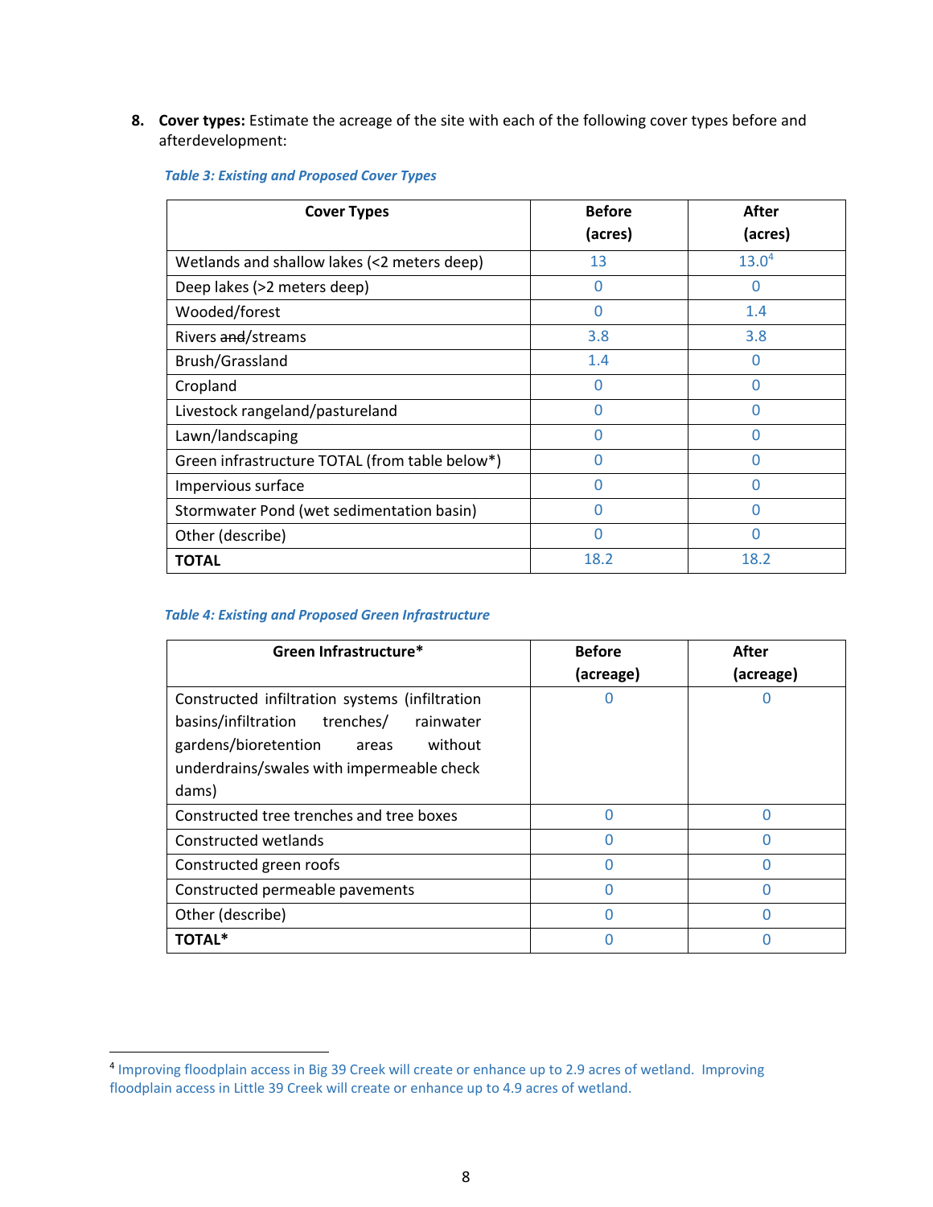8. **Cover types:** Estimate the acreage of the site with each of the following cover types before and afterdevelopment:

*Table 3: Existing and Proposed Cover Types*

| Cover Types | Before (acres) | After (acres) |
|---|---|---|
| Wetlands and shallow lakes (<2 meters deep) | 13 | 13.0[4] |
| Deep lakes (>2 meters deep) | 0 | 0 |
| Wooded/forest | 0 | 1.4 |
| Rivers ~~and~~/streams | 3.8 | 3.8 |
| Brush/Grassland | 1.4 | 0 |
| Cropland | 0 | 0 |
| Livestock rangeland/pastureland | 0 | 0 |
| Lawn/landscaping | 0 | 0 |
| Green infrastructure TOTAL (from table below*) | 0 | 0 |
| Impervious surface | 0 | 0 |
| Stormwater Pond (wet sedimentation basin) | 0 | 0 |
| Other (describe) | 0 | 0 |
| **TOTAL** | 18.2 | 18.2 |

*Table 4: Existing and Proposed Green Infrastructure*

| Green Infrastructure* | Before (acreage) | After (acreage) |
|---|---|---|
| Constructed infiltration systems (infiltration basins/infiltration trenches/ rainwater gardens/bioretention areas without underdrains/swales with impermeable check dams) | 0 | 0 |
| Constructed tree trenches and tree boxes | 0 | 0 |
| Constructed wetlands | 0 | 0 |
| Constructed green roofs | 0 | 0 |
| Constructed permeable pavements | 0 | 0 |
| Other (describe) | 0 | 0 |
| **TOTAL*** | 0 | 0 |

[4] Improving floodplain access in Big 39 Creek will create or enhance up to 2.9 acres of wetland. Improving floodplain access in Little 39 Creek will create or enhance up to 4.9 acres of wetland.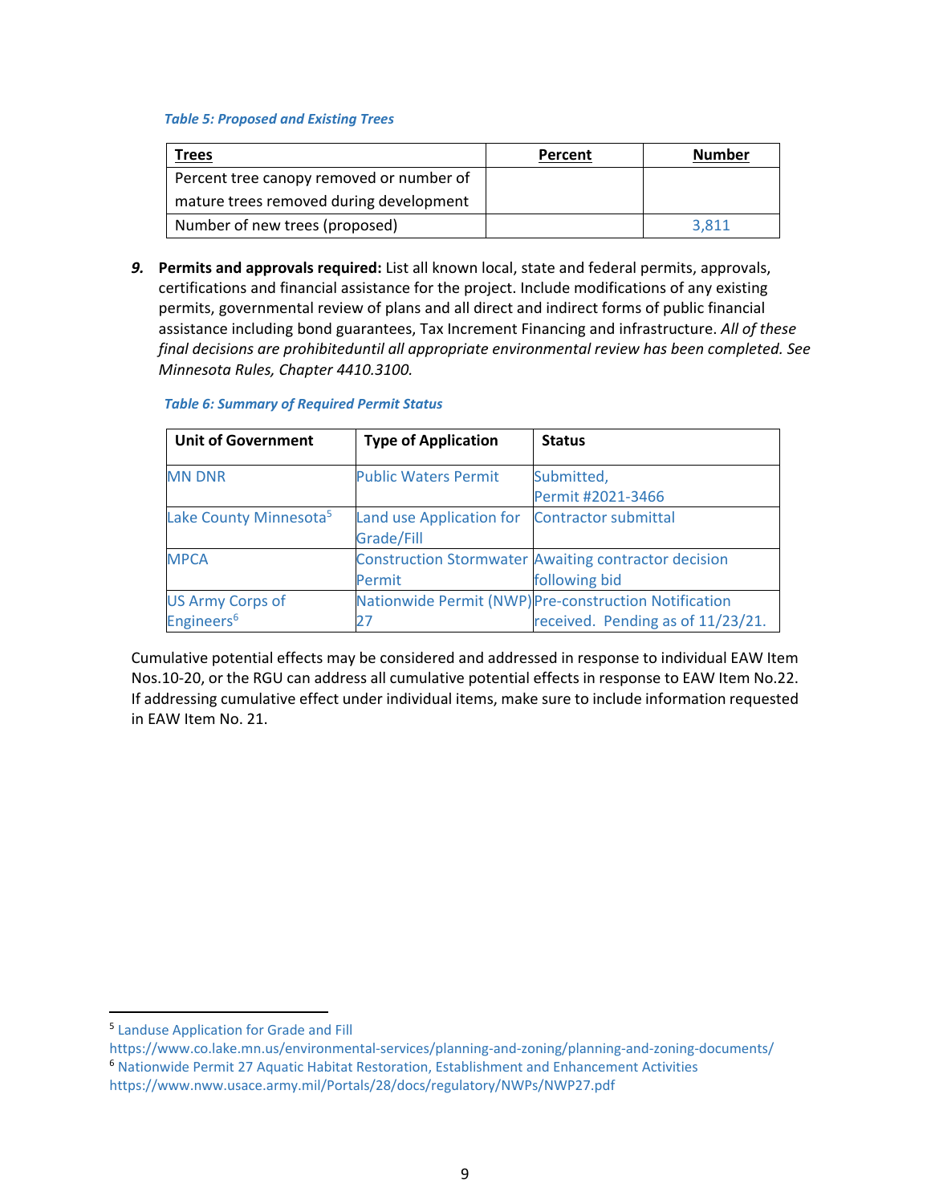*Table 5: Proposed and Existing Trees*

| Trees | Percent | Number |
|---|---|---|
| Percent tree canopy removed or number of mature trees removed during development | | |
| Number of new trees (proposed) | | 3,811 |

***9.*** **Permits and approvals required:** List all known local, state and federal permits, approvals, certifications and financial assistance for the project. Include modifications of any existing permits, governmental review of plans and all direct and indirect forms of public financial assistance including bond guarantees, Tax Increment Financing and infrastructure. *All of these final decisions are prohibiteduntil all appropriate environmental review has been completed. See Minnesota Rules, Chapter 4410.3100.*

*Table 6: Summary of Required Permit Status*

| Unit of Government | Type of Application | Status |
|---|---|---|
| MN DNR | Public Waters Permit | Submitted, Permit #2021-3466 |
| Lake County Minnesota[5] | Land use Application for Grade/Fill | Contractor submittal |
| MPCA | Construction Stormwater Permit | Awaiting contractor decision following bid |
| US Army Corps of Engineers[6] | Nationwide Permit (NWP) 27 | Pre-construction Notification received. Pending as of 11/23/21. |

Cumulative potential effects may be considered and addressed in response to individual EAW Item Nos.10-20, or the RGU can address all cumulative potential effects in response to EAW Item No.22. If addressing cumulative effect under individual items, make sure to include information requested in EAW Item No. 21.

[5] Landuse Application for Grade and Fill https://www.co.lake.mn.us/environmental-services/planning-and-zoning/planning-and-zoning-documents/

[6] Nationwide Permit 27 Aquatic Habitat Restoration, Establishment and Enhancement Activities https://www.nww.usace.army.mil/Portals/28/docs/regulatory/NWPs/NWP27.pdf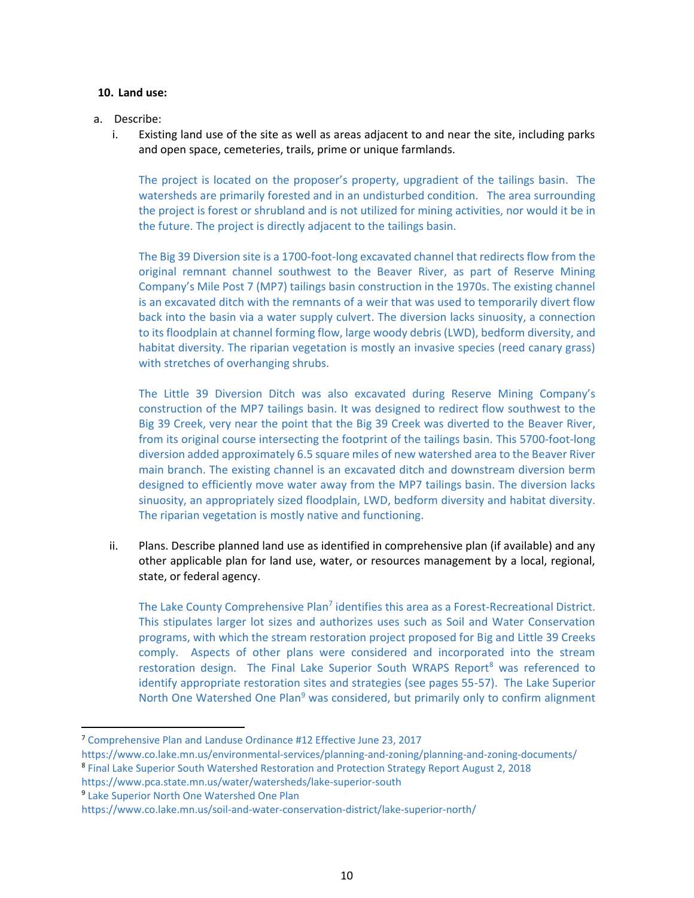**10. Land use:**

a. Describe:

i. Existing land use of the site as well as areas adjacent to and near the site, including parks and open space, cemeteries, trails, prime or unique farmlands.

The project is located on the proposer's property, upgradient of the tailings basin. The watersheds are primarily forested and in an undisturbed condition. The area surrounding the project is forest or shrubland and is not utilized for mining activities, nor would it be in the future. The project is directly adjacent to the tailings basin.

The Big 39 Diversion site is a 1700-foot-long excavated channel that redirects flow from the original remnant channel southwest to the Beaver River, as part of Reserve Mining Company's Mile Post 7 (MP7) tailings basin construction in the 1970s. The existing channel is an excavated ditch with the remnants of a weir that was used to temporarily divert flow back into the basin via a water supply culvert. The diversion lacks sinuosity, a connection to its floodplain at channel forming flow, large woody debris (LWD), bedform diversity, and habitat diversity. The riparian vegetation is mostly an invasive species (reed canary grass) with stretches of overhanging shrubs.

The Little 39 Diversion Ditch was also excavated during Reserve Mining Company's construction of the MP7 tailings basin. It was designed to redirect flow southwest to the Big 39 Creek, very near the point that the Big 39 Creek was diverted to the Beaver River, from its original course intersecting the footprint of the tailings basin. This 5700-foot-long diversion added approximately 6.5 square miles of new watershed area to the Beaver River main branch. The existing channel is an excavated ditch and downstream diversion berm designed to efficiently move water away from the MP7 tailings basin. The diversion lacks sinuosity, an appropriately sized floodplain, LWD, bedform diversity and habitat diversity. The riparian vegetation is mostly native and functioning.

ii. Plans. Describe planned land use as identified in comprehensive plan (if available) and any other applicable plan for land use, water, or resources management by a local, regional, state, or federal agency.

The Lake County Comprehensive Plan[7] identifies this area as a Forest-Recreational District. This stipulates larger lot sizes and authorizes uses such as Soil and Water Conservation programs, with which the stream restoration project proposed for Big and Little 39 Creeks comply. Aspects of other plans were considered and incorporated into the stream restoration design. The Final Lake Superior South WRAPS Report[8] was referenced to identify appropriate restoration sites and strategies (see pages 55-57). The Lake Superior North One Watershed One Plan[9] was considered, but primarily only to confirm alignment

---

[7] Comprehensive Plan and Landuse Ordinance #12 Effective June 23, 2017 https://www.co.lake.mn.us/environmental-services/planning-and-zoning/planning-and-zoning-documents/

[8] Final Lake Superior South Watershed Restoration and Protection Strategy Report August 2, 2018 https://www.pca.state.mn.us/water/watersheds/lake-superior-south

[9] Lake Superior North One Watershed One Plan https://www.co.lake.mn.us/soil-and-water-conservation-district/lake-superior-north/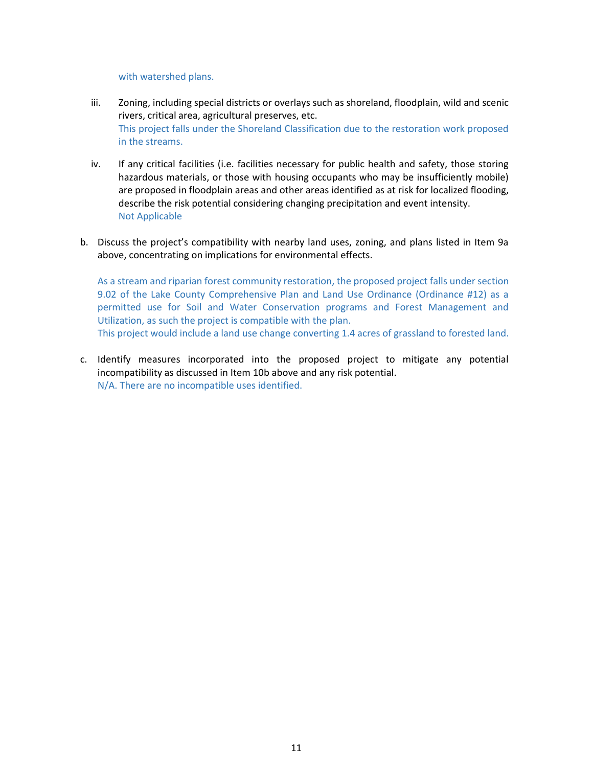with watershed plans.

iii. Zoning, including special districts or overlays such as shoreland, floodplain, wild and scenic rivers, critical area, agricultural preserves, etc.
This project falls under the Shoreland Classification due to the restoration work proposed in the streams.

iv. If any critical facilities (i.e. facilities necessary for public health and safety, those storing hazardous materials, or those with housing occupants who may be insufficiently mobile) are proposed in floodplain areas and other areas identified as at risk for localized flooding, describe the risk potential considering changing precipitation and event intensity.
Not Applicable

b. Discuss the project's compatibility with nearby land uses, zoning, and plans listed in Item 9a above, concentrating on implications for environmental effects.

As a stream and riparian forest community restoration, the proposed project falls under section 9.02 of the Lake County Comprehensive Plan and Land Use Ordinance (Ordinance #12) as a permitted use for Soil and Water Conservation programs and Forest Management and Utilization, as such the project is compatible with the plan.
This project would include a land use change converting 1.4 acres of grassland to forested land.

c. Identify measures incorporated into the proposed project to mitigate any potential incompatibility as discussed in Item 10b above and any risk potential.
N/A. There are no incompatible uses identified.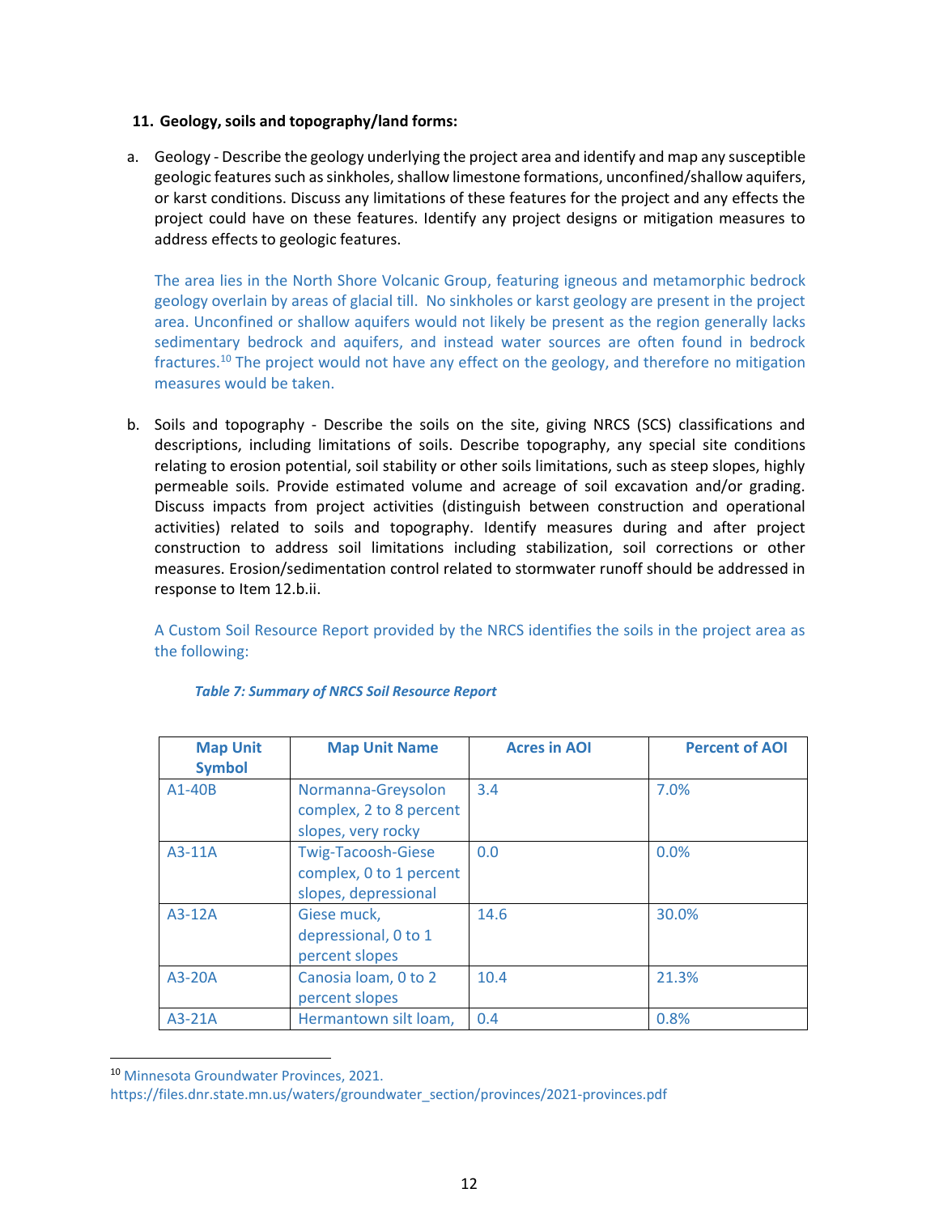**11. Geology, soils and topography/land forms:**

a. Geology - Describe the geology underlying the project area and identify and map any susceptible geologic features such as sinkholes, shallow limestone formations, unconfined/shallow aquifers, or karst conditions. Discuss any limitations of these features for the project and any effects the project could have on these features. Identify any project designs or mitigation measures to address effects to geologic features.

   The area lies in the North Shore Volcanic Group, featuring igneous and metamorphic bedrock geology overlain by areas of glacial till. No sinkholes or karst geology are present in the project area. Unconfined or shallow aquifers would not likely be present as the region generally lacks sedimentary bedrock and aquifers, and instead water sources are often found in bedrock fractures.[10] The project would not have any effect on the geology, and therefore no mitigation measures would be taken.

b. Soils and topography - Describe the soils on the site, giving NRCS (SCS) classifications and descriptions, including limitations of soils. Describe topography, any special site conditions relating to erosion potential, soil stability or other soils limitations, such as steep slopes, highly permeable soils. Provide estimated volume and acreage of soil excavation and/or grading. Discuss impacts from project activities (distinguish between construction and operational activities) related to soils and topography. Identify measures during and after project construction to address soil limitations including stabilization, soil corrections or other measures. Erosion/sedimentation control related to stormwater runoff should be addressed in response to Item 12.b.ii.

   A Custom Soil Resource Report provided by the NRCS identifies the soils in the project area as the following:

*Table 7: Summary of NRCS Soil Resource Report*

| Map Unit Symbol | Map Unit Name | Acres in AOI | Percent of AOI |
|---|---|---|---|
| A1-40B | Normanna-Greysolon complex, 2 to 8 percent slopes, very rocky | 3.4 | 7.0% |
| A3-11A | Twig-Tacoosh-Giese complex, 0 to 1 percent slopes, depressional | 0.0 | 0.0% |
| A3-12A | Giese muck, depressional, 0 to 1 percent slopes | 14.6 | 30.0% |
| A3-20A | Canosia loam, 0 to 2 percent slopes | 10.4 | 21.3% |
| A3-21A | Hermantown silt loam, | 0.4 | 0.8% |

[10] Minnesota Groundwater Provinces, 2021. https://files.dnr.state.mn.us/waters/groundwater_section/provinces/2021-provinces.pdf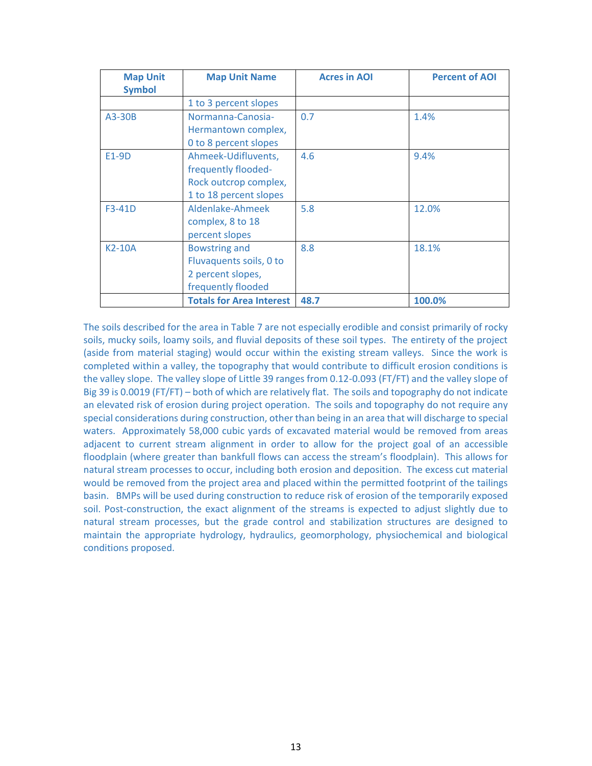| Map Unit Symbol | Map Unit Name | Acres in AOI | Percent of AOI |
|---|---|---|---|
| | 1 to 3 percent slopes | | |
| A3-30B | Normanna-Canosia-Hermantown complex, 0 to 8 percent slopes | 0.7 | 1.4% |
| E1-9D | Ahmeek-Udifluvents, frequently flooded-Rock outcrop complex, 1 to 18 percent slopes | 4.6 | 9.4% |
| F3-41D | Aldenlake-Ahmeek complex, 8 to 18 percent slopes | 5.8 | 12.0% |
| K2-10A | Bowstring and Fluvaquents soils, 0 to 2 percent slopes, frequently flooded | 8.8 | 18.1% |
| | **Totals for Area Interest** | **48.7** | **100.0%** |

The soils described for the area in Table 7 are not especially erodible and consist primarily of rocky soils, mucky soils, loamy soils, and fluvial deposits of these soil types. The entirety of the project (aside from material staging) would occur within the existing stream valleys. Since the work is completed within a valley, the topography that would contribute to difficult erosion conditions is the valley slope. The valley slope of Little 39 ranges from 0.12-0.093 (FT/FT) and the valley slope of Big 39 is 0.0019 (FT/FT) – both of which are relatively flat. The soils and topography do not indicate an elevated risk of erosion during project operation. The soils and topography do not require any special considerations during construction, other than being in an area that will discharge to special waters. Approximately 58,000 cubic yards of excavated material would be removed from areas adjacent to current stream alignment in order to allow for the project goal of an accessible floodplain (where greater than bankfull flows can access the stream's floodplain). This allows for natural stream processes to occur, including both erosion and deposition. The excess cut material would be removed from the project area and placed within the permitted footprint of the tailings basin. BMPs will be used during construction to reduce risk of erosion of the temporarily exposed soil. Post-construction, the exact alignment of the streams is expected to adjust slightly due to natural stream processes, but the grade control and stabilization structures are designed to maintain the appropriate hydrology, hydraulics, geomorphology, physiochemical and biological conditions proposed.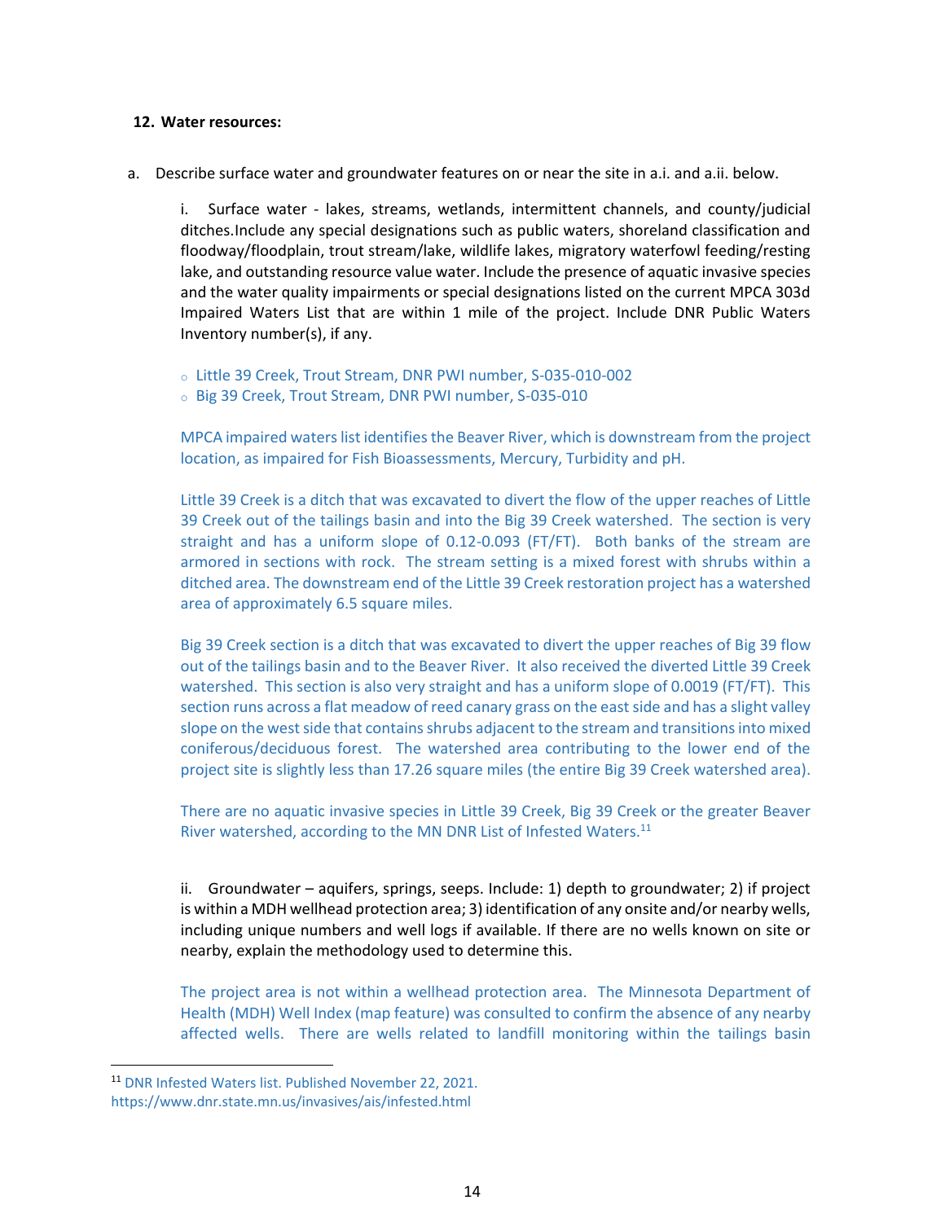**12. Water resources:**

a. Describe surface water and groundwater features on or near the site in a.i. and a.ii. below.

i. Surface water - lakes, streams, wetlands, intermittent channels, and county/judicial ditches.Include any special designations such as public waters, shoreland classification and floodway/floodplain, trout stream/lake, wildlife lakes, migratory waterfowl feeding/resting lake, and outstanding resource value water. Include the presence of aquatic invasive species and the water quality impairments or special designations listed on the current MPCA 303d Impaired Waters List that are within 1 mile of the project. Include DNR Public Waters Inventory number(s), if any.

- Little 39 Creek, Trout Stream, DNR PWI number, S-035-010-002
- Big 39 Creek, Trout Stream, DNR PWI number, S-035-010

MPCA impaired waters list identifies the Beaver River, which is downstream from the project location, as impaired for Fish Bioassessments, Mercury, Turbidity and pH.

Little 39 Creek is a ditch that was excavated to divert the flow of the upper reaches of Little 39 Creek out of the tailings basin and into the Big 39 Creek watershed. The section is very straight and has a uniform slope of 0.12-0.093 (FT/FT). Both banks of the stream are armored in sections with rock. The stream setting is a mixed forest with shrubs within a ditched area. The downstream end of the Little 39 Creek restoration project has a watershed area of approximately 6.5 square miles.

Big 39 Creek section is a ditch that was excavated to divert the upper reaches of Big 39 flow out of the tailings basin and to the Beaver River. It also received the diverted Little 39 Creek watershed. This section is also very straight and has a uniform slope of 0.0019 (FT/FT). This section runs across a flat meadow of reed canary grass on the east side and has a slight valley slope on the west side that contains shrubs adjacent to the stream and transitions into mixed coniferous/deciduous forest. The watershed area contributing to the lower end of the project site is slightly less than 17.26 square miles (the entire Big 39 Creek watershed area).

There are no aquatic invasive species in Little 39 Creek, Big 39 Creek or the greater Beaver River watershed, according to the MN DNR List of Infested Waters.[11]

ii. Groundwater – aquifers, springs, seeps. Include: 1) depth to groundwater; 2) if project is within a MDH wellhead protection area; 3) identification of any onsite and/or nearby wells, including unique numbers and well logs if available. If there are no wells known on site or nearby, explain the methodology used to determine this.

The project area is not within a wellhead protection area. The Minnesota Department of Health (MDH) Well Index (map feature) was consulted to confirm the absence of any nearby affected wells. There are wells related to landfill monitoring within the tailings basin

---

[11] DNR Infested Waters list. Published November 22, 2021. https://www.dnr.state.mn.us/invasives/ais/infested.html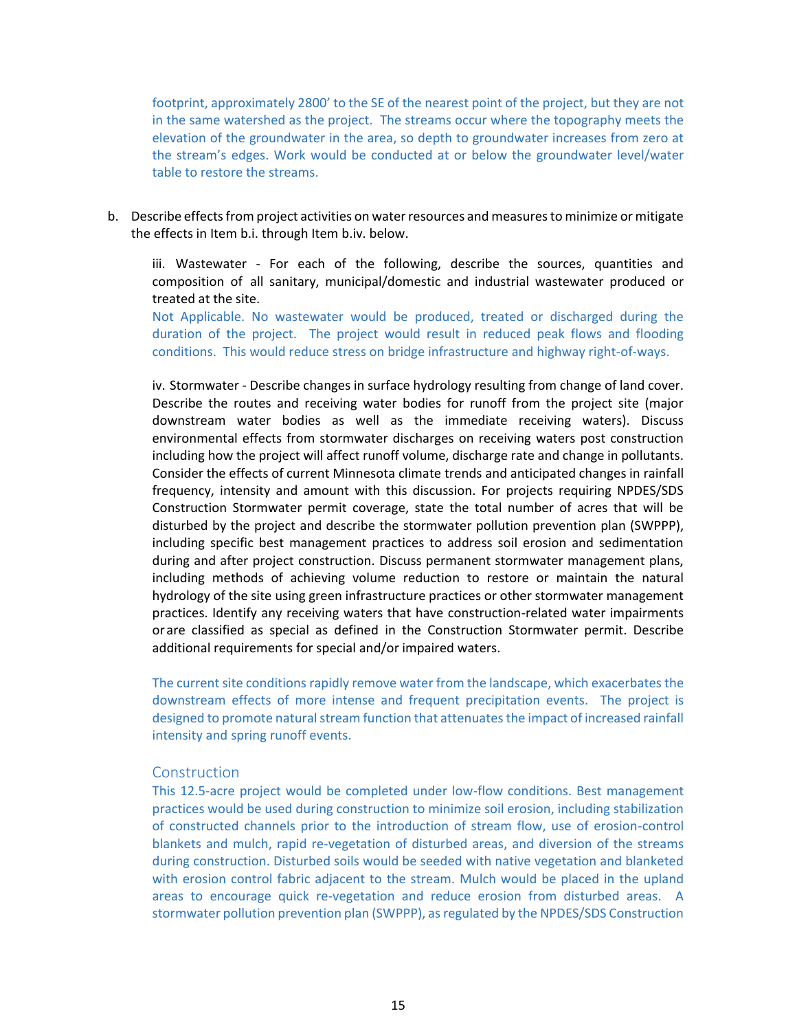footprint, approximately 2800' to the SE of the nearest point of the project, but they are not in the same watershed as the project. The streams occur where the topography meets the elevation of the groundwater in the area, so depth to groundwater increases from zero at the stream's edges. Work would be conducted at or below the groundwater level/water table to restore the streams.

b. Describe effects from project activities on water resources and measures to minimize or mitigate the effects in Item b.i. through Item b.iv. below.

iii. Wastewater - For each of the following, describe the sources, quantities and composition of all sanitary, municipal/domestic and industrial wastewater produced or treated at the site.

Not Applicable. No wastewater would be produced, treated or discharged during the duration of the project. The project would result in reduced peak flows and flooding conditions. This would reduce stress on bridge infrastructure and highway right-of-ways.

iv. Stormwater - Describe changes in surface hydrology resulting from change of land cover. Describe the routes and receiving water bodies for runoff from the project site (major downstream water bodies as well as the immediate receiving waters). Discuss environmental effects from stormwater discharges on receiving waters post construction including how the project will affect runoff volume, discharge rate and change in pollutants. Consider the effects of current Minnesota climate trends and anticipated changes in rainfall frequency, intensity and amount with this discussion. For projects requiring NPDES/SDS Construction Stormwater permit coverage, state the total number of acres that will be disturbed by the project and describe the stormwater pollution prevention plan (SWPPP), including specific best management practices to address soil erosion and sedimentation during and after project construction. Discuss permanent stormwater management plans, including methods of achieving volume reduction to restore or maintain the natural hydrology of the site using green infrastructure practices or other stormwater management practices. Identify any receiving waters that have construction-related water impairments or are classified as special as defined in the Construction Stormwater permit. Describe additional requirements for special and/or impaired waters.

The current site conditions rapidly remove water from the landscape, which exacerbates the downstream effects of more intense and frequent precipitation events. The project is designed to promote natural stream function that attenuates the impact of increased rainfall intensity and spring runoff events.

### Construction

This 12.5-acre project would be completed under low-flow conditions. Best management practices would be used during construction to minimize soil erosion, including stabilization of constructed channels prior to the introduction of stream flow, use of erosion-control blankets and mulch, rapid re-vegetation of disturbed areas, and diversion of the streams during construction. Disturbed soils would be seeded with native vegetation and blanketed with erosion control fabric adjacent to the stream. Mulch would be placed in the upland areas to encourage quick re-vegetation and reduce erosion from disturbed areas. A stormwater pollution prevention plan (SWPPP), as regulated by the NPDES/SDS Construction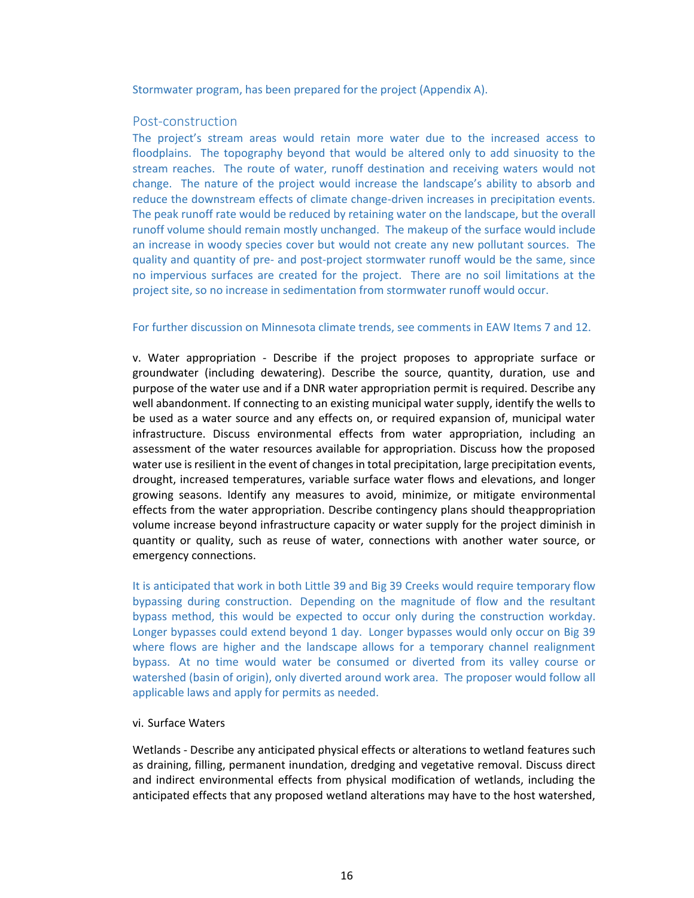Stormwater program, has been prepared for the project (Appendix A).

### Post-construction

The project's stream areas would retain more water due to the increased access to floodplains. The topography beyond that would be altered only to add sinuosity to the stream reaches. The route of water, runoff destination and receiving waters would not change. The nature of the project would increase the landscape's ability to absorb and reduce the downstream effects of climate change-driven increases in precipitation events. The peak runoff rate would be reduced by retaining water on the landscape, but the overall runoff volume should remain mostly unchanged. The makeup of the surface would include an increase in woody species cover but would not create any new pollutant sources. The quality and quantity of pre- and post-project stormwater runoff would be the same, since no impervious surfaces are created for the project. There are no soil limitations at the project site, so no increase in sedimentation from stormwater runoff would occur.

For further discussion on Minnesota climate trends, see comments in EAW Items 7 and 12.

v. Water appropriation - Describe if the project proposes to appropriate surface or groundwater (including dewatering). Describe the source, quantity, duration, use and purpose of the water use and if a DNR water appropriation permit is required. Describe any well abandonment. If connecting to an existing municipal water supply, identify the wells to be used as a water source and any effects on, or required expansion of, municipal water infrastructure. Discuss environmental effects from water appropriation, including an assessment of the water resources available for appropriation. Discuss how the proposed water use is resilient in the event of changes in total precipitation, large precipitation events, drought, increased temperatures, variable surface water flows and elevations, and longer growing seasons. Identify any measures to avoid, minimize, or mitigate environmental effects from the water appropriation. Describe contingency plans should theappropriation volume increase beyond infrastructure capacity or water supply for the project diminish in quantity or quality, such as reuse of water, connections with another water source, or emergency connections.

It is anticipated that work in both Little 39 and Big 39 Creeks would require temporary flow bypassing during construction. Depending on the magnitude of flow and the resultant bypass method, this would be expected to occur only during the construction workday. Longer bypasses could extend beyond 1 day. Longer bypasses would only occur on Big 39 where flows are higher and the landscape allows for a temporary channel realignment bypass. At no time would water be consumed or diverted from its valley course or watershed (basin of origin), only diverted around work area. The proposer would follow all applicable laws and apply for permits as needed.

vi. Surface Waters

Wetlands - Describe any anticipated physical effects or alterations to wetland features such as draining, filling, permanent inundation, dredging and vegetative removal. Discuss direct and indirect environmental effects from physical modification of wetlands, including the anticipated effects that any proposed wetland alterations may have to the host watershed,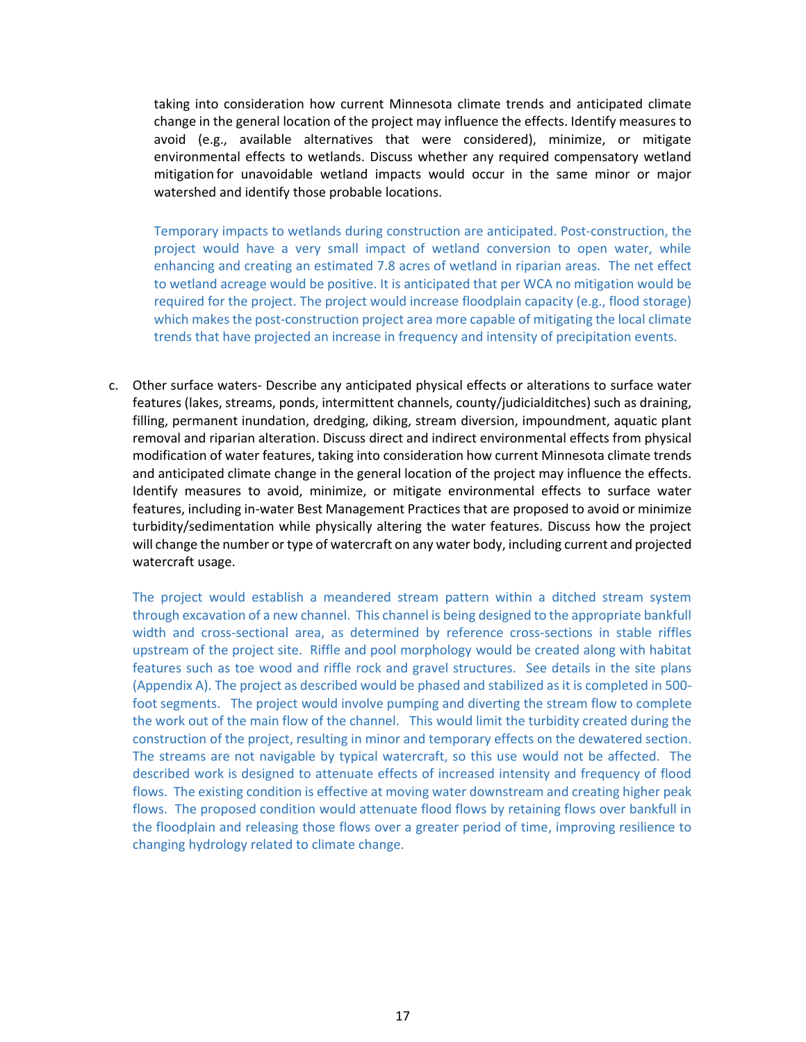taking into consideration how current Minnesota climate trends and anticipated climate change in the general location of the project may influence the effects. Identify measures to avoid (e.g., available alternatives that were considered), minimize, or mitigate environmental effects to wetlands. Discuss whether any required compensatory wetland mitigation for unavoidable wetland impacts would occur in the same minor or major watershed and identify those probable locations.

Temporary impacts to wetlands during construction are anticipated. Post-construction, the project would have a very small impact of wetland conversion to open water, while enhancing and creating an estimated 7.8 acres of wetland in riparian areas. The net effect to wetland acreage would be positive. It is anticipated that per WCA no mitigation would be required for the project. The project would increase floodplain capacity (e.g., flood storage) which makes the post-construction project area more capable of mitigating the local climate trends that have projected an increase in frequency and intensity of precipitation events.

c. Other surface waters- Describe any anticipated physical effects or alterations to surface water features (lakes, streams, ponds, intermittent channels, county/judicialditches) such as draining, filling, permanent inundation, dredging, diking, stream diversion, impoundment, aquatic plant removal and riparian alteration. Discuss direct and indirect environmental effects from physical modification of water features, taking into consideration how current Minnesota climate trends and anticipated climate change in the general location of the project may influence the effects. Identify measures to avoid, minimize, or mitigate environmental effects to surface water features, including in-water Best Management Practices that are proposed to avoid or minimize turbidity/sedimentation while physically altering the water features. Discuss how the project will change the number or type of watercraft on any water body, including current and projected watercraft usage.

   The project would establish a meandered stream pattern within a ditched stream system through excavation of a new channel. This channel is being designed to the appropriate bankfull width and cross-sectional area, as determined by reference cross-sections in stable riffles upstream of the project site. Riffle and pool morphology would be created along with habitat features such as toe wood and riffle rock and gravel structures. See details in the site plans (Appendix A). The project as described would be phased and stabilized as it is completed in 500-foot segments. The project would involve pumping and diverting the stream flow to complete the work out of the main flow of the channel. This would limit the turbidity created during the construction of the project, resulting in minor and temporary effects on the dewatered section. The streams are not navigable by typical watercraft, so this use would not be affected. The described work is designed to attenuate effects of increased intensity and frequency of flood flows. The existing condition is effective at moving water downstream and creating higher peak flows. The proposed condition would attenuate flood flows by retaining flows over bankfull in the floodplain and releasing those flows over a greater period of time, improving resilience to changing hydrology related to climate change.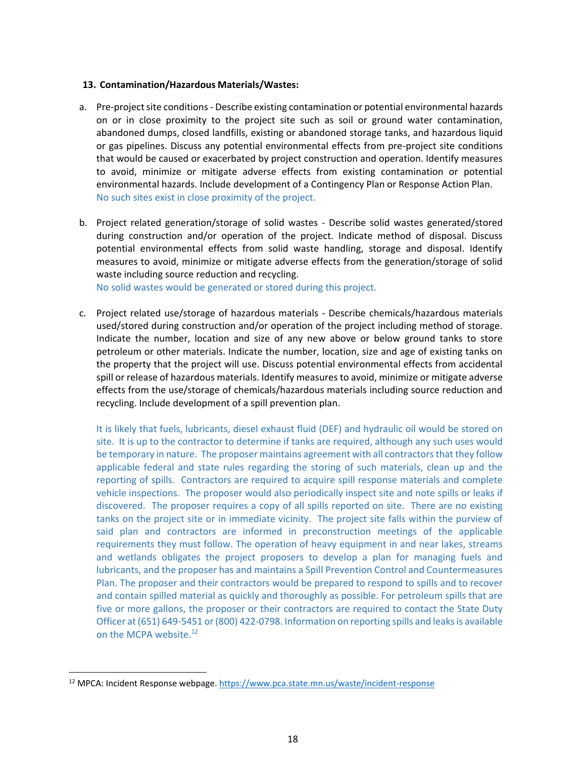**13. Contamination/Hazardous Materials/Wastes:**

a. Pre-project site conditions - Describe existing contamination or potential environmental hazards on or in close proximity to the project site such as soil or ground water contamination, abandoned dumps, closed landfills, existing or abandoned storage tanks, and hazardous liquid or gas pipelines. Discuss any potential environmental effects from pre-project site conditions that would be caused or exacerbated by project construction and operation. Identify measures to avoid, minimize or mitigate adverse effects from existing contamination or potential environmental hazards. Include development of a Contingency Plan or Response Action Plan.
No such sites exist in close proximity of the project.

b. Project related generation/storage of solid wastes - Describe solid wastes generated/stored during construction and/or operation of the project. Indicate method of disposal. Discuss potential environmental effects from solid waste handling, storage and disposal. Identify measures to avoid, minimize or mitigate adverse effects from the generation/storage of solid waste including source reduction and recycling.
No solid wastes would be generated or stored during this project.

c. Project related use/storage of hazardous materials - Describe chemicals/hazardous materials used/stored during construction and/or operation of the project including method of storage. Indicate the number, location and size of any new above or below ground tanks to store petroleum or other materials. Indicate the number, location, size and age of existing tanks on the property that the project will use. Discuss potential environmental effects from accidental spill or release of hazardous materials. Identify measures to avoid, minimize or mitigate adverse effects from the use/storage of chemicals/hazardous materials including source reduction and recycling. Include development of a spill prevention plan.

It is likely that fuels, lubricants, diesel exhaust fluid (DEF) and hydraulic oil would be stored on site. It is up to the contractor to determine if tanks are required, although any such uses would be temporary in nature. The proposer maintains agreement with all contractors that they follow applicable federal and state rules regarding the storing of such materials, clean up and the reporting of spills. Contractors are required to acquire spill response materials and complete vehicle inspections. The proposer would also periodically inspect site and note spills or leaks if discovered. The proposer requires a copy of all spills reported on site. There are no existing tanks on the project site or in immediate vicinity. The project site falls within the purview of said plan and contractors are informed in preconstruction meetings of the applicable requirements they must follow. The operation of heavy equipment in and near lakes, streams and wetlands obligates the project proposers to develop a plan for managing fuels and lubricants, and the proposer has and maintains a Spill Prevention Control and Countermeasures Plan. The proposer and their contractors would be prepared to respond to spills and to recover and contain spilled material as quickly and thoroughly as possible. For petroleum spills that are five or more gallons, the proposer or their contractors are required to contact the State Duty Officer at (651) 649-5451 or (800) 422-0798. Information on reporting spills and leaks is available on the MCPA website.[12]

---

[12] MPCA: Incident Response webpage. https://www.pca.state.mn.us/waste/incident-response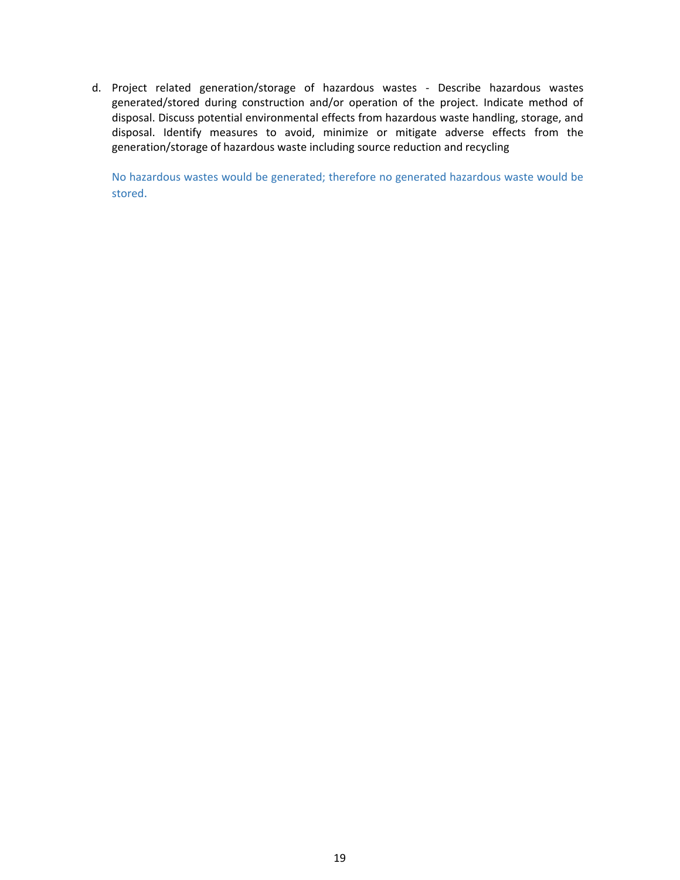d. Project related generation/storage of hazardous wastes - Describe hazardous wastes generated/stored during construction and/or operation of the project. Indicate method of disposal. Discuss potential environmental effects from hazardous waste handling, storage, and disposal. Identify measures to avoid, minimize or mitigate adverse effects from the generation/storage of hazardous waste including source reduction and recycling

   No hazardous wastes would be generated; therefore no generated hazardous waste would be stored.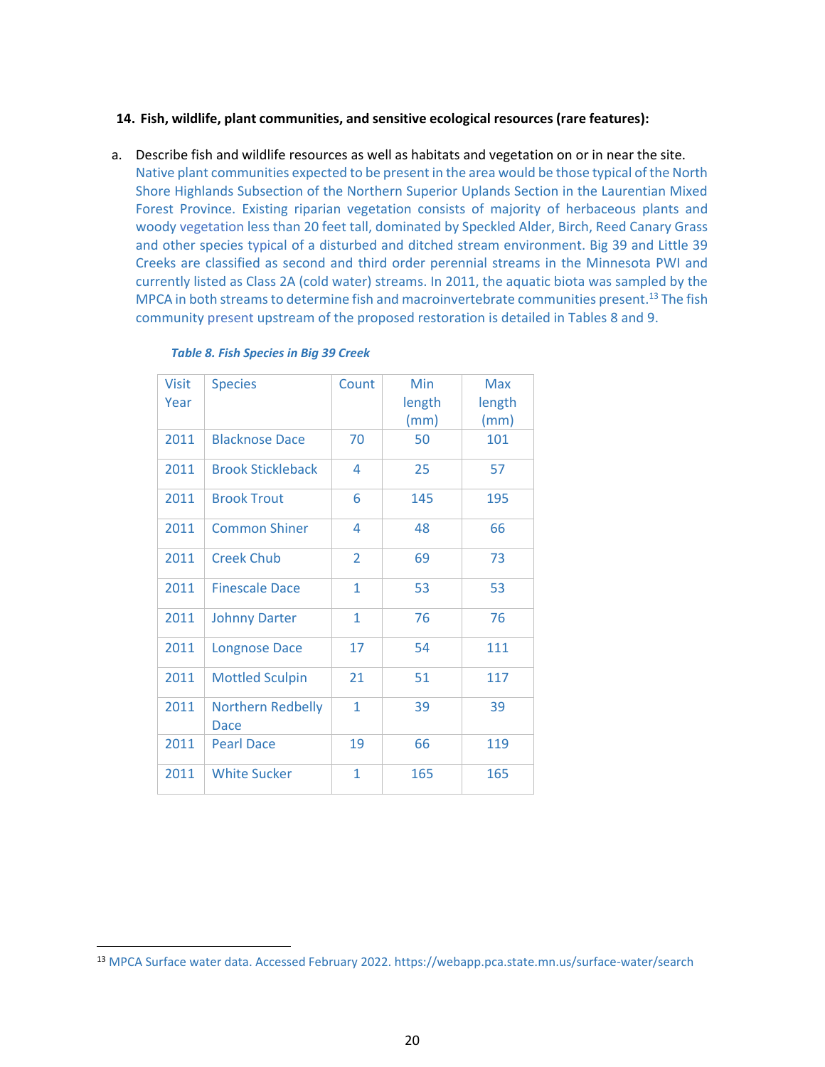**14. Fish, wildlife, plant communities, and sensitive ecological resources (rare features):**

a. Describe fish and wildlife resources as well as habitats and vegetation on or in near the site.
Native plant communities expected to be present in the area would be those typical of the North Shore Highlands Subsection of the Northern Superior Uplands Section in the Laurentian Mixed Forest Province. Existing riparian vegetation consists of majority of herbaceous plants and woody vegetation less than 20 feet tall, dominated by Speckled Alder, Birch, Reed Canary Grass and other species typical of a disturbed and ditched stream environment. Big 39 and Little 39 Creeks are classified as second and third order perennial streams in the Minnesota PWI and currently listed as Class 2A (cold water) streams. In 2011, the aquatic biota was sampled by the MPCA in both streams to determine fish and macroinvertebrate communities present.[13] The fish community present upstream of the proposed restoration is detailed in Tables 8 and 9.

***Table 8. Fish Species in Big 39 Creek***

| Visit Year | Species | Count | Min length (mm) | Max length (mm) |
|---|---|---|---|---|
| 2011 | Blacknose Dace | 70 | 50 | 101 |
| 2011 | Brook Stickleback | 4 | 25 | 57 |
| 2011 | Brook Trout | 6 | 145 | 195 |
| 2011 | Common Shiner | 4 | 48 | 66 |
| 2011 | Creek Chub | 2 | 69 | 73 |
| 2011 | Finescale Dace | 1 | 53 | 53 |
| 2011 | Johnny Darter | 1 | 76 | 76 |
| 2011 | Longnose Dace | 17 | 54 | 111 |
| 2011 | Mottled Sculpin | 21 | 51 | 117 |
| 2011 | Northern Redbelly Dace | 1 | 39 | 39 |
| 2011 | Pearl Dace | 19 | 66 | 119 |
| 2011 | White Sucker | 1 | 165 | 165 |

[13] MPCA Surface water data. Accessed February 2022. https://webapp.pca.state.mn.us/surface-water/search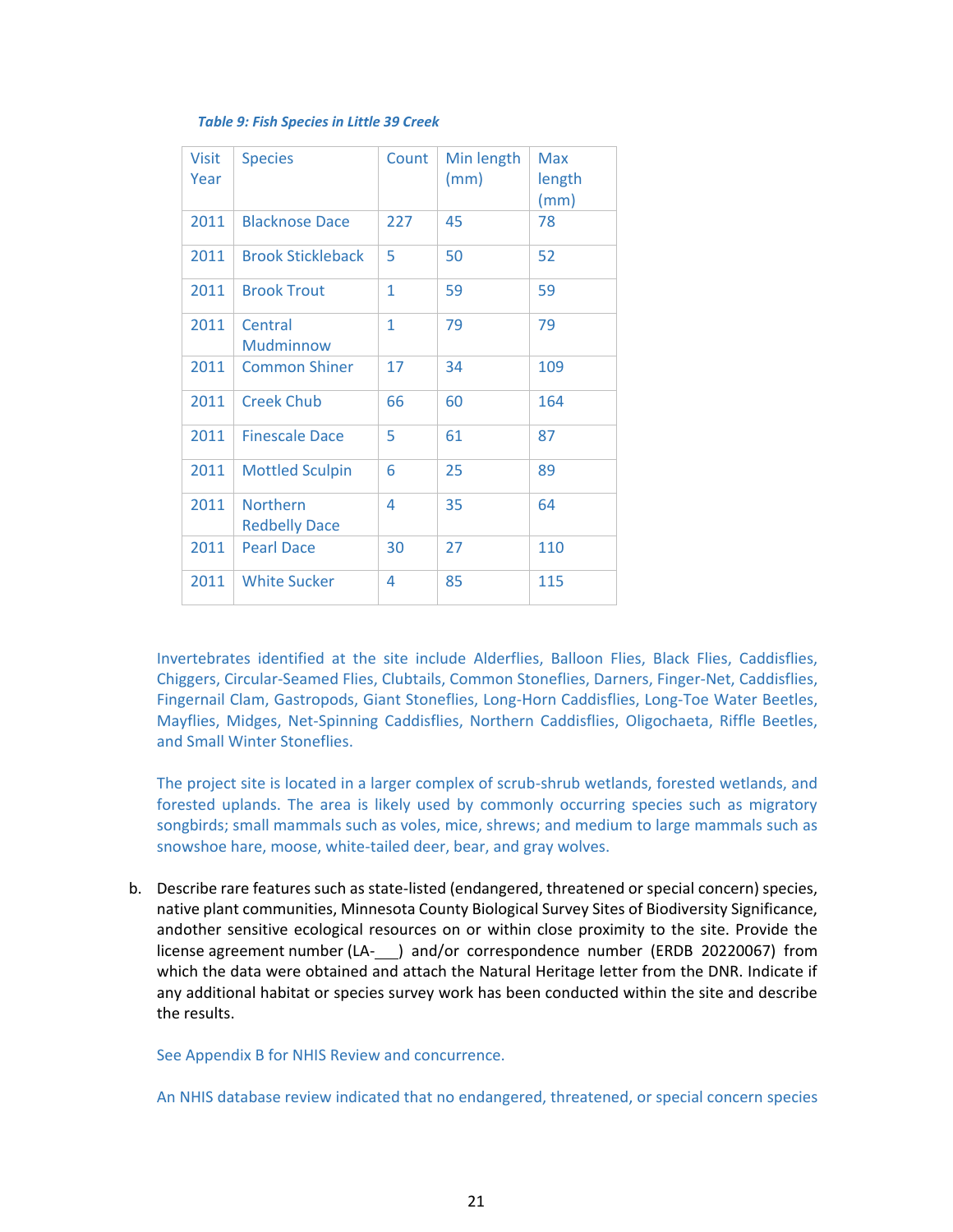*Table 9: Fish Species in Little 39 Creek*

| Visit Year | Species | Count | Min length (mm) | Max length (mm) |
|---|---|---|---|---|
| 2011 | Blacknose Dace | 227 | 45 | 78 |
| 2011 | Brook Stickleback | 5 | 50 | 52 |
| 2011 | Brook Trout | 1 | 59 | 59 |
| 2011 | Central Mudminnow | 1 | 79 | 79 |
| 2011 | Common Shiner | 17 | 34 | 109 |
| 2011 | Creek Chub | 66 | 60 | 164 |
| 2011 | Finescale Dace | 5 | 61 | 87 |
| 2011 | Mottled Sculpin | 6 | 25 | 89 |
| 2011 | Northern Redbelly Dace | 4 | 35 | 64 |
| 2011 | Pearl Dace | 30 | 27 | 110 |
| 2011 | White Sucker | 4 | 85 | 115 |

Invertebrates identified at the site include Alderflies, Balloon Flies, Black Flies, Caddisflies, Chiggers, Circular-Seamed Flies, Clubtails, Common Stoneflies, Darners, Finger-Net, Caddisflies, Fingernail Clam, Gastropods, Giant Stoneflies, Long-Horn Caddisflies, Long-Toe Water Beetles, Mayflies, Midges, Net-Spinning Caddisflies, Northern Caddisflies, Oligochaeta, Riffle Beetles, and Small Winter Stoneflies.

The project site is located in a larger complex of scrub-shrub wetlands, forested wetlands, and forested uplands. The area is likely used by commonly occurring species such as migratory songbirds; small mammals such as voles, mice, shrews; and medium to large mammals such as snowshoe hare, moose, white-tailed deer, bear, and gray wolves.

b. Describe rare features such as state-listed (endangered, threatened or special concern) species, native plant communities, Minnesota County Biological Survey Sites of Biodiversity Significance, andother sensitive ecological resources on or within close proximity to the site. Provide the license agreement number (LA-___) and/or correspondence number (ERDB 20220067) from which the data were obtained and attach the Natural Heritage letter from the DNR. Indicate if any additional habitat or species survey work has been conducted within the site and describe the results.

See Appendix B for NHIS Review and concurrence.

An NHIS database review indicated that no endangered, threatened, or special concern species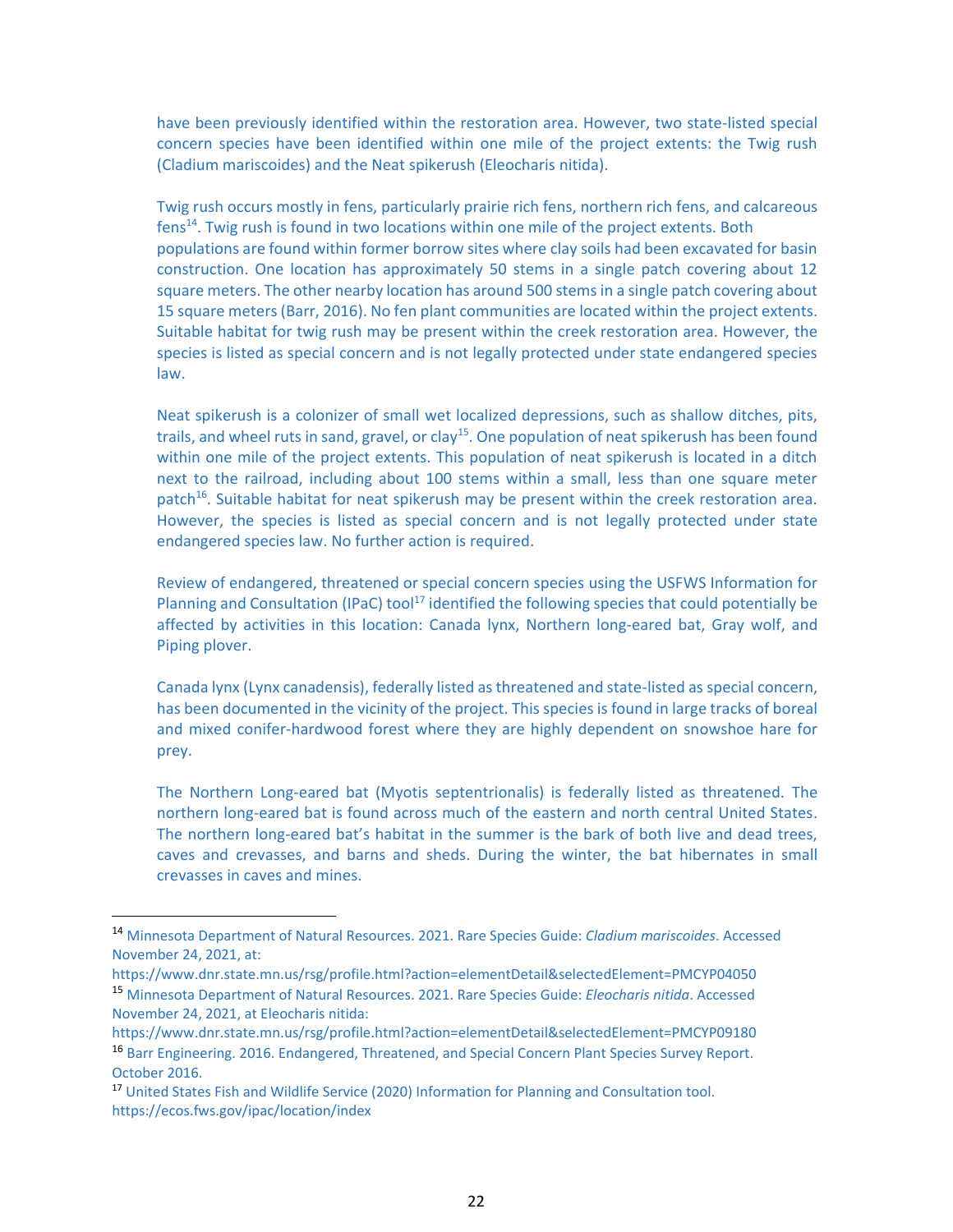have been previously identified within the restoration area. However, two state-listed special concern species have been identified within one mile of the project extents: the Twig rush (Cladium mariscoides) and the Neat spikerush (Eleocharis nitida).

Twig rush occurs mostly in fens, particularly prairie rich fens, northern rich fens, and calcareous fens[14]. Twig rush is found in two locations within one mile of the project extents. Both populations are found within former borrow sites where clay soils had been excavated for basin construction. One location has approximately 50 stems in a single patch covering about 12 square meters. The other nearby location has around 500 stems in a single patch covering about 15 square meters (Barr, 2016). No fen plant communities are located within the project extents. Suitable habitat for twig rush may be present within the creek restoration area. However, the species is listed as special concern and is not legally protected under state endangered species law.

Neat spikerush is a colonizer of small wet localized depressions, such as shallow ditches, pits, trails, and wheel ruts in sand, gravel, or clay[15]. One population of neat spikerush has been found within one mile of the project extents. This population of neat spikerush is located in a ditch next to the railroad, including about 100 stems within a small, less than one square meter patch[16]. Suitable habitat for neat spikerush may be present within the creek restoration area. However, the species is listed as special concern and is not legally protected under state endangered species law. No further action is required.

Review of endangered, threatened or special concern species using the USFWS Information for Planning and Consultation (IPaC) tool[17] identified the following species that could potentially be affected by activities in this location: Canada lynx, Northern long-eared bat, Gray wolf, and Piping plover.

Canada lynx (Lynx canadensis), federally listed as threatened and state-listed as special concern, has been documented in the vicinity of the project. This species is found in large tracks of boreal and mixed conifer-hardwood forest where they are highly dependent on snowshoe hare for prey.

The Northern Long-eared bat (Myotis septentrionalis) is federally listed as threatened. The northern long-eared bat is found across much of the eastern and north central United States. The northern long-eared bat's habitat in the summer is the bark of both live and dead trees, caves and crevasses, and barns and sheds. During the winter, the bat hibernates in small crevasses in caves and mines.

---

[14] Minnesota Department of Natural Resources. 2021. Rare Species Guide: *Cladium mariscoides*. Accessed November 24, 2021, at: https://www.dnr.state.mn.us/rsg/profile.html?action=elementDetail&selectedElement=PMCYP04050

[15] Minnesota Department of Natural Resources. 2021. Rare Species Guide: *Eleocharis nitida*. Accessed November 24, 2021, at Eleocharis nitida: https://www.dnr.state.mn.us/rsg/profile.html?action=elementDetail&selectedElement=PMCYP09180

[16] Barr Engineering. 2016. Endangered, Threatened, and Special Concern Plant Species Survey Report. October 2016.

[17] United States Fish and Wildlife Service (2020) Information for Planning and Consultation tool. https://ecos.fws.gov/ipac/location/index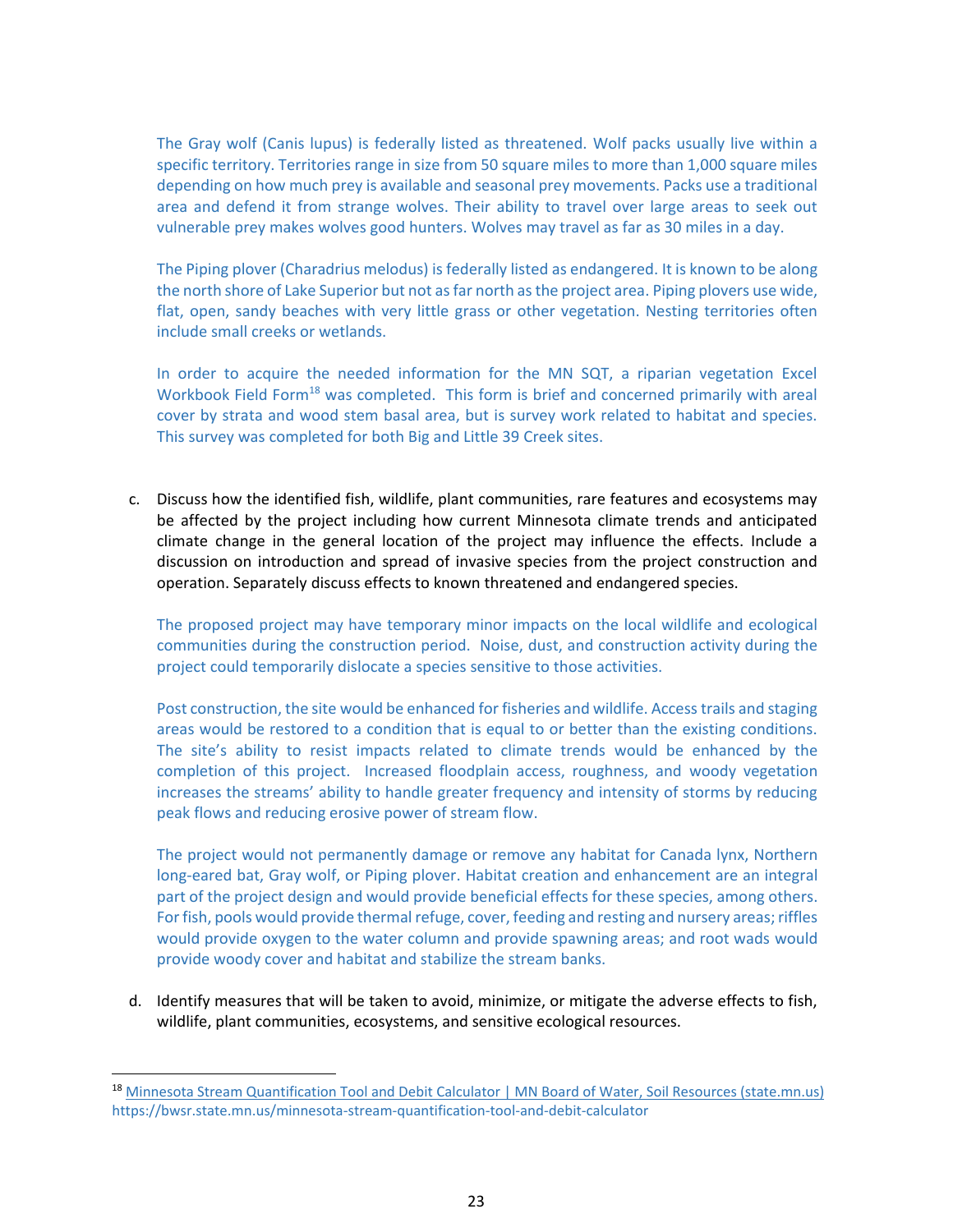The Gray wolf (Canis lupus) is federally listed as threatened. Wolf packs usually live within a specific territory. Territories range in size from 50 square miles to more than 1,000 square miles depending on how much prey is available and seasonal prey movements. Packs use a traditional area and defend it from strange wolves. Their ability to travel over large areas to seek out vulnerable prey makes wolves good hunters. Wolves may travel as far as 30 miles in a day.

The Piping plover (Charadrius melodus) is federally listed as endangered. It is known to be along the north shore of Lake Superior but not as far north as the project area. Piping plovers use wide, flat, open, sandy beaches with very little grass or other vegetation. Nesting territories often include small creeks or wetlands.

In order to acquire the needed information for the MN SQT, a riparian vegetation Excel Workbook Field Form[18] was completed. This form is brief and concerned primarily with areal cover by strata and wood stem basal area, but is survey work related to habitat and species. This survey was completed for both Big and Little 39 Creek sites.

c. Discuss how the identified fish, wildlife, plant communities, rare features and ecosystems may be affected by the project including how current Minnesota climate trends and anticipated climate change in the general location of the project may influence the effects. Include a discussion on introduction and spread of invasive species from the project construction and operation. Separately discuss effects to known threatened and endangered species.

   The proposed project may have temporary minor impacts on the local wildlife and ecological communities during the construction period. Noise, dust, and construction activity during the project could temporarily dislocate a species sensitive to those activities.

   Post construction, the site would be enhanced for fisheries and wildlife. Access trails and staging areas would be restored to a condition that is equal to or better than the existing conditions. The site's ability to resist impacts related to climate trends would be enhanced by the completion of this project. Increased floodplain access, roughness, and woody vegetation increases the streams' ability to handle greater frequency and intensity of storms by reducing peak flows and reducing erosive power of stream flow.

   The project would not permanently damage or remove any habitat for Canada lynx, Northern long-eared bat, Gray wolf, or Piping plover. Habitat creation and enhancement are an integral part of the project design and would provide beneficial effects for these species, among others. For fish, pools would provide thermal refuge, cover, feeding and resting and nursery areas; riffles would provide oxygen to the water column and provide spawning areas; and root wads would provide woody cover and habitat and stabilize the stream banks.

d. Identify measures that will be taken to avoid, minimize, or mitigate the adverse effects to fish, wildlife, plant communities, ecosystems, and sensitive ecological resources.

---

[18] Minnesota Stream Quantification Tool and Debit Calculator | MN Board of Water, Soil Resources (state.mn.us) https://bwsr.state.mn.us/minnesota-stream-quantification-tool-and-debit-calculator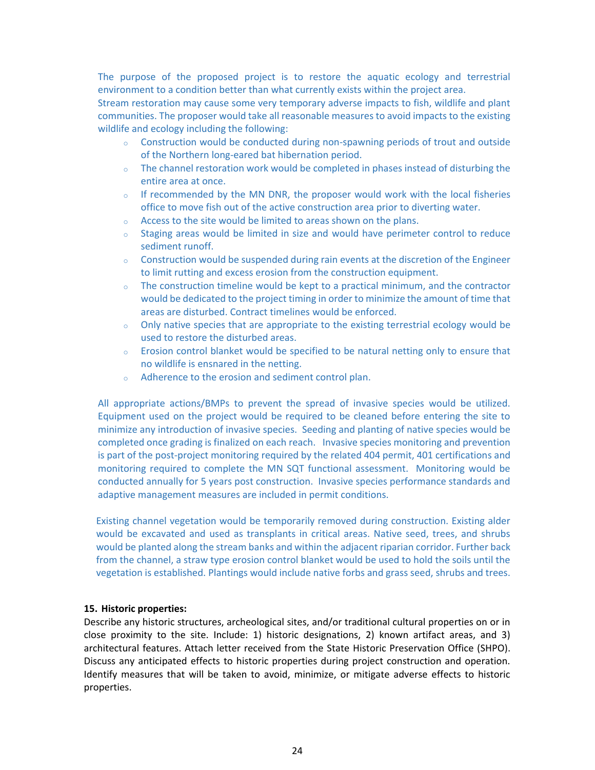The purpose of the proposed project is to restore the aquatic ecology and terrestrial environment to a condition better than what currently exists within the project area.
Stream restoration may cause some very temporary adverse impacts to fish, wildlife and plant communities. The proposer would take all reasonable measures to avoid impacts to the existing wildlife and ecology including the following:

- Construction would be conducted during non-spawning periods of trout and outside of the Northern long-eared bat hibernation period.
- The channel restoration work would be completed in phases instead of disturbing the entire area at once.
- If recommended by the MN DNR, the proposer would work with the local fisheries office to move fish out of the active construction area prior to diverting water.
- Access to the site would be limited to areas shown on the plans.
- Staging areas would be limited in size and would have perimeter control to reduce sediment runoff.
- Construction would be suspended during rain events at the discretion of the Engineer to limit rutting and excess erosion from the construction equipment.
- The construction timeline would be kept to a practical minimum, and the contractor would be dedicated to the project timing in order to minimize the amount of time that areas are disturbed. Contract timelines would be enforced.
- Only native species that are appropriate to the existing terrestrial ecology would be used to restore the disturbed areas.
- Erosion control blanket would be specified to be natural netting only to ensure that no wildlife is ensnared in the netting.
- Adherence to the erosion and sediment control plan.

All appropriate actions/BMPs to prevent the spread of invasive species would be utilized. Equipment used on the project would be required to be cleaned before entering the site to minimize any introduction of invasive species. Seeding and planting of native species would be completed once grading is finalized on each reach. Invasive species monitoring and prevention is part of the post-project monitoring required by the related 404 permit, 401 certifications and monitoring required to complete the MN SQT functional assessment. Monitoring would be conducted annually for 5 years post construction. Invasive species performance standards and adaptive management measures are included in permit conditions.

Existing channel vegetation would be temporarily removed during construction. Existing alder would be excavated and used as transplants in critical areas. Native seed, trees, and shrubs would be planted along the stream banks and within the adjacent riparian corridor. Further back from the channel, a straw type erosion control blanket would be used to hold the soils until the vegetation is established. Plantings would include native forbs and grass seed, shrubs and trees.

**15. Historic properties:**

Describe any historic structures, archeological sites, and/or traditional cultural properties on or in close proximity to the site. Include: 1) historic designations, 2) known artifact areas, and 3) architectural features. Attach letter received from the State Historic Preservation Office (SHPO). Discuss any anticipated effects to historic properties during project construction and operation. Identify measures that will be taken to avoid, minimize, or mitigate adverse effects to historic properties.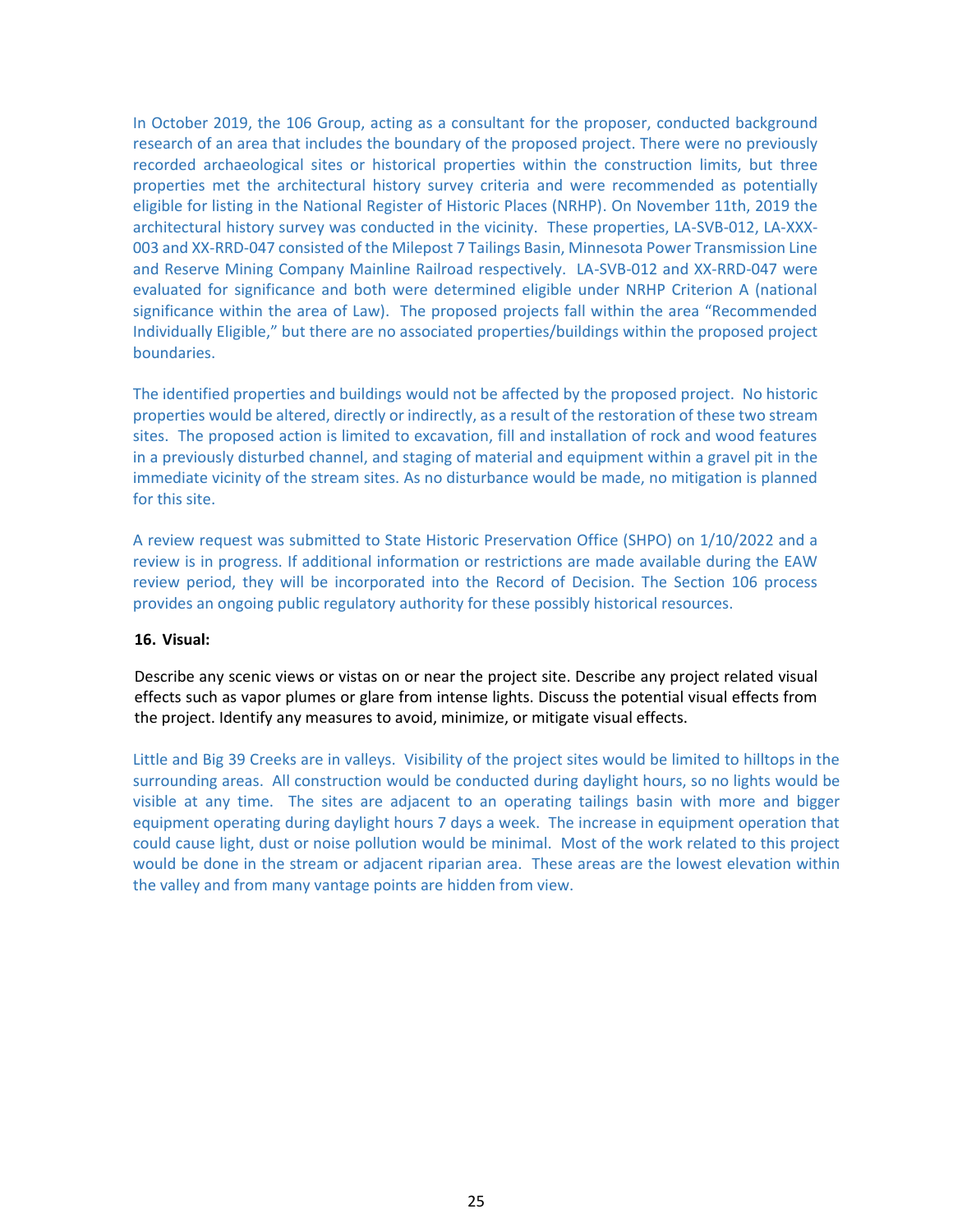In October 2019, the 106 Group, acting as a consultant for the proposer, conducted background research of an area that includes the boundary of the proposed project. There were no previously recorded archaeological sites or historical properties within the construction limits, but three properties met the architectural history survey criteria and were recommended as potentially eligible for listing in the National Register of Historic Places (NRHP). On November 11th, 2019 the architectural history survey was conducted in the vicinity. These properties, LA-SVB-012, LA-XXX-003 and XX-RRD-047 consisted of the Milepost 7 Tailings Basin, Minnesota Power Transmission Line and Reserve Mining Company Mainline Railroad respectively. LA-SVB-012 and XX-RRD-047 were evaluated for significance and both were determined eligible under NRHP Criterion A (national significance within the area of Law). The proposed projects fall within the area "Recommended Individually Eligible," but there are no associated properties/buildings within the proposed project boundaries.

The identified properties and buildings would not be affected by the proposed project. No historic properties would be altered, directly or indirectly, as a result of the restoration of these two stream sites. The proposed action is limited to excavation, fill and installation of rock and wood features in a previously disturbed channel, and staging of material and equipment within a gravel pit in the immediate vicinity of the stream sites. As no disturbance would be made, no mitigation is planned for this site.

A review request was submitted to State Historic Preservation Office (SHPO) on 1/10/2022 and a review is in progress. If additional information or restrictions are made available during the EAW review period, they will be incorporated into the Record of Decision. The Section 106 process provides an ongoing public regulatory authority for these possibly historical resources.

**16. Visual:**

Describe any scenic views or vistas on or near the project site. Describe any project related visual effects such as vapor plumes or glare from intense lights. Discuss the potential visual effects from the project. Identify any measures to avoid, minimize, or mitigate visual effects.

Little and Big 39 Creeks are in valleys. Visibility of the project sites would be limited to hilltops in the surrounding areas. All construction would be conducted during daylight hours, so no lights would be visible at any time. The sites are adjacent to an operating tailings basin with more and bigger equipment operating during daylight hours 7 days a week. The increase in equipment operation that could cause light, dust or noise pollution would be minimal. Most of the work related to this project would be done in the stream or adjacent riparian area. These areas are the lowest elevation within the valley and from many vantage points are hidden from view.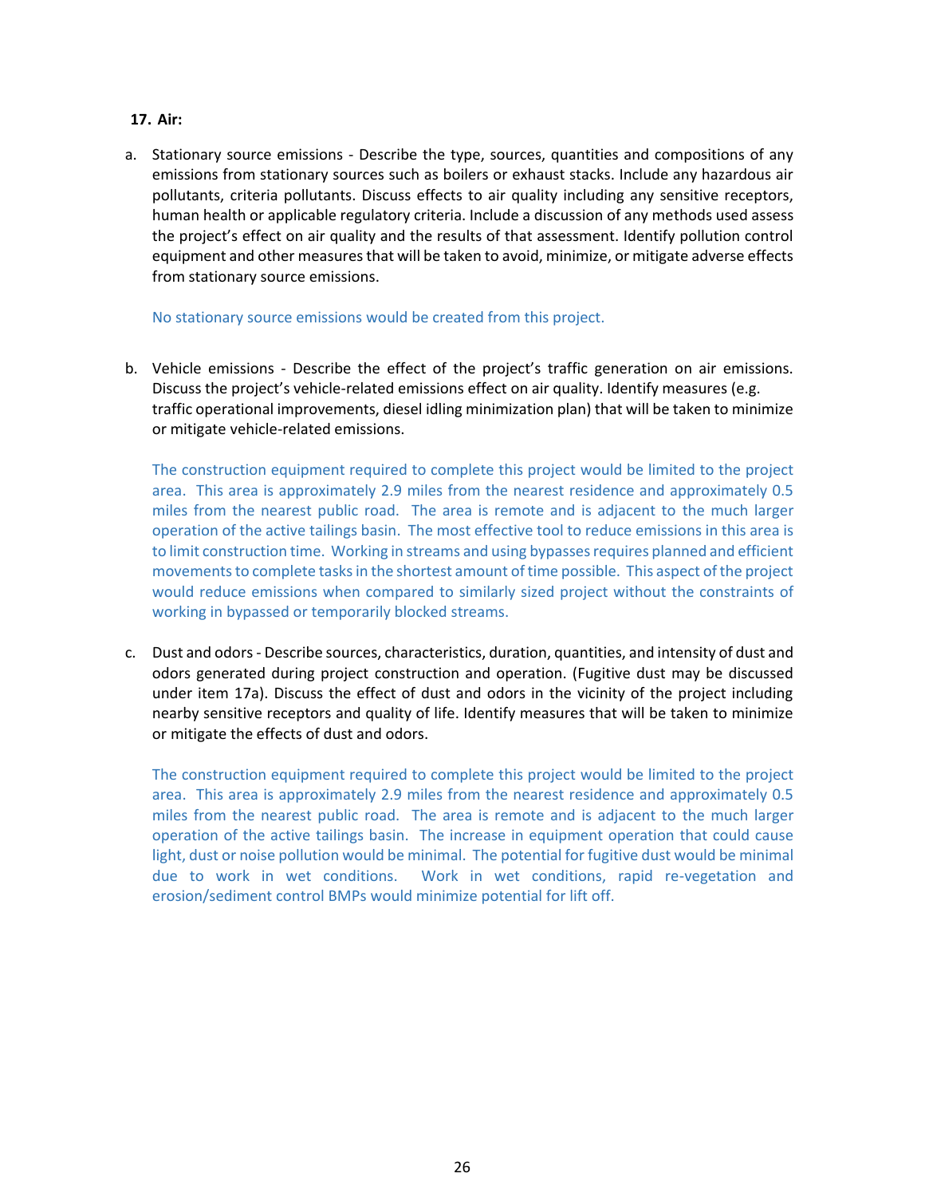**17. Air:**

a. Stationary source emissions - Describe the type, sources, quantities and compositions of any emissions from stationary sources such as boilers or exhaust stacks. Include any hazardous air pollutants, criteria pollutants. Discuss effects to air quality including any sensitive receptors, human health or applicable regulatory criteria. Include a discussion of any methods used assess the project's effect on air quality and the results of that assessment. Identify pollution control equipment and other measures that will be taken to avoid, minimize, or mitigate adverse effects from stationary source emissions.

   No stationary source emissions would be created from this project.

b. Vehicle emissions - Describe the effect of the project's traffic generation on air emissions. Discuss the project's vehicle-related emissions effect on air quality. Identify measures (e.g. traffic operational improvements, diesel idling minimization plan) that will be taken to minimize or mitigate vehicle-related emissions.

   The construction equipment required to complete this project would be limited to the project area. This area is approximately 2.9 miles from the nearest residence and approximately 0.5 miles from the nearest public road. The area is remote and is adjacent to the much larger operation of the active tailings basin. The most effective tool to reduce emissions in this area is to limit construction time. Working in streams and using bypasses requires planned and efficient movements to complete tasks in the shortest amount of time possible. This aspect of the project would reduce emissions when compared to similarly sized project without the constraints of working in bypassed or temporarily blocked streams.

c. Dust and odors - Describe sources, characteristics, duration, quantities, and intensity of dust and odors generated during project construction and operation. (Fugitive dust may be discussed under item 17a). Discuss the effect of dust and odors in the vicinity of the project including nearby sensitive receptors and quality of life. Identify measures that will be taken to minimize or mitigate the effects of dust and odors.

   The construction equipment required to complete this project would be limited to the project area. This area is approximately 2.9 miles from the nearest residence and approximately 0.5 miles from the nearest public road. The area is remote and is adjacent to the much larger operation of the active tailings basin. The increase in equipment operation that could cause light, dust or noise pollution would be minimal. The potential for fugitive dust would be minimal due to work in wet conditions. Work in wet conditions, rapid re-vegetation and erosion/sediment control BMPs would minimize potential for lift off.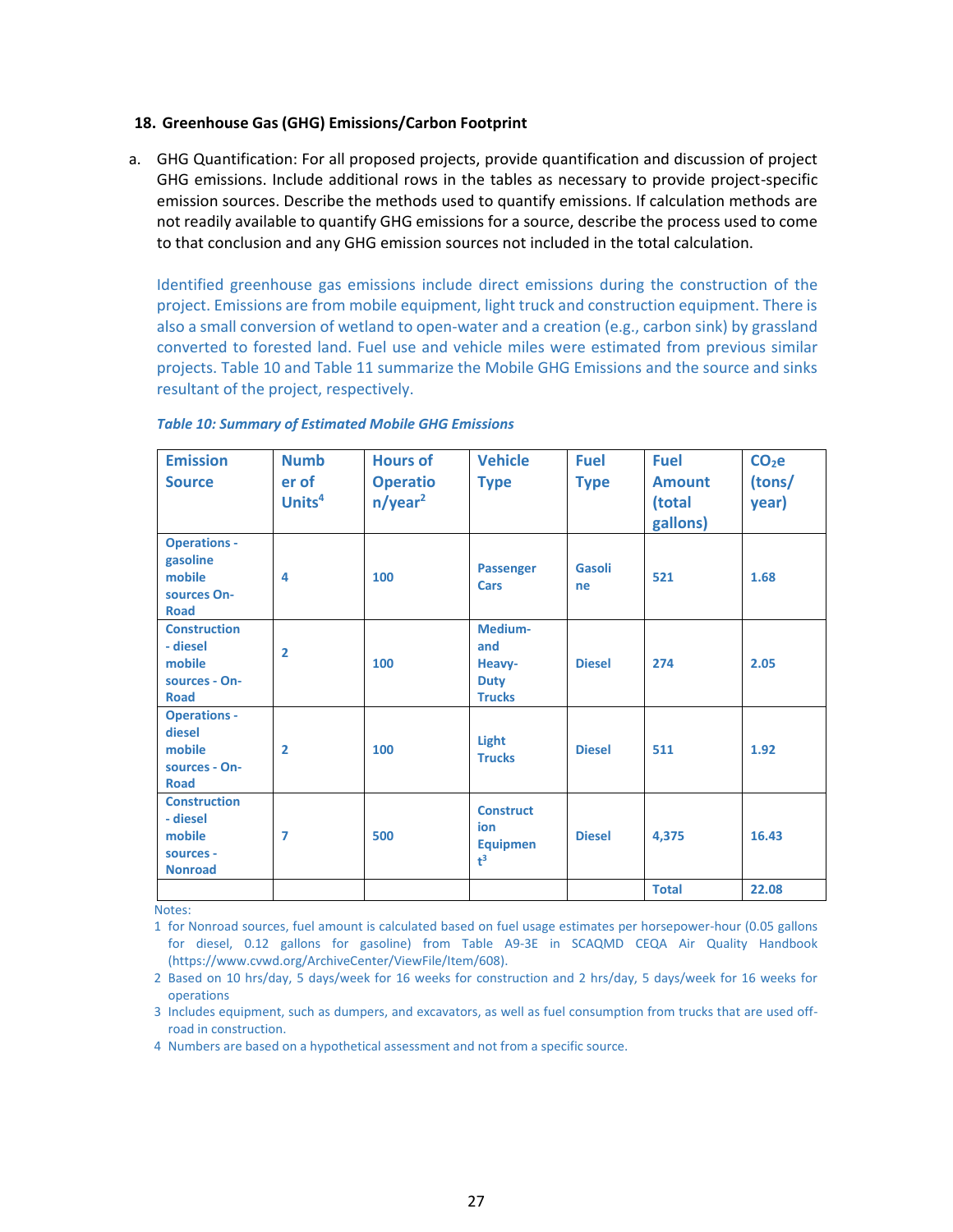**18. Greenhouse Gas (GHG) Emissions/Carbon Footprint**

a. GHG Quantification: For all proposed projects, provide quantification and discussion of project GHG emissions. Include additional rows in the tables as necessary to provide project-specific emission sources. Describe the methods used to quantify emissions. If calculation methods are not readily available to quantify GHG emissions for a source, describe the process used to come to that conclusion and any GHG emission sources not included in the total calculation.

Identified greenhouse gas emissions include direct emissions during the construction of the project. Emissions are from mobile equipment, light truck and construction equipment. There is also a small conversion of wetland to open-water and a creation (e.g., carbon sink) by grassland converted to forested land. Fuel use and vehicle miles were estimated from previous similar projects. Table 10 and Table 11 summarize the Mobile GHG Emissions and the source and sinks resultant of the project, respectively.

*Table 10: Summary of Estimated Mobile GHG Emissions*

| Emission Source | Number of Units[4] | Hours of Operation/year[2] | Vehicle Type | Fuel Type | Fuel Amount (total gallons) | $CO_2e$ (tons/year) |
|---|---|---|---|---|---|---|
| Operations - gasoline mobile sources On-Road | 4 | 100 | Passenger Cars | Gasoline | 521 | 1.68 |
| Construction - diesel mobile sources - On-Road | 2 | 100 | Medium- and Heavy-Duty Trucks | Diesel | 274 | 2.05 |
| Operations - diesel mobile sources - On-Road | 2 | 100 | Light Trucks | Diesel | 511 | 1.92 |
| Construction - diesel mobile sources - Nonroad | 7 | 500 | Construction Equipment[3] | Diesel | 4,375 | 16.43 |
| | | | | | Total | 22.08 |

Notes:

1 for Nonroad sources, fuel amount is calculated based on fuel usage estimates per horsepower-hour (0.05 gallons for diesel, 0.12 gallons for gasoline) from Table A9-3E in SCAQMD CEQA Air Quality Handbook (https://www.cvwd.org/ArchiveCenter/ViewFile/Item/608).

2 Based on 10 hrs/day, 5 days/week for 16 weeks for construction and 2 hrs/day, 5 days/week for 16 weeks for operations

3 Includes equipment, such as dumpers, and excavators, as well as fuel consumption from trucks that are used off-road in construction.

4 Numbers are based on a hypothetical assessment and not from a specific source.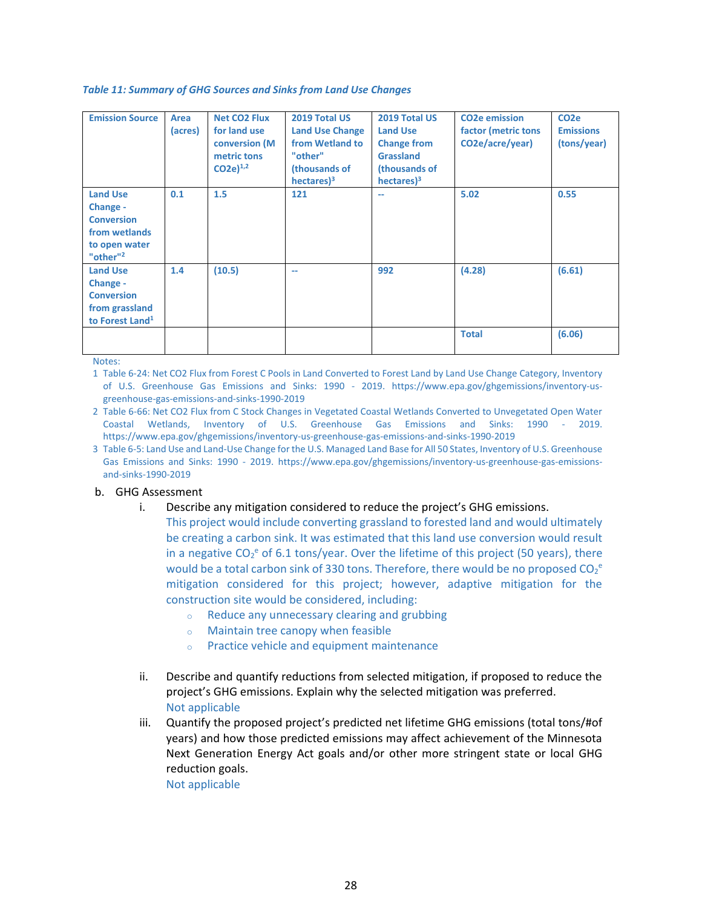*Table 11: Summary of GHG Sources and Sinks from Land Use Changes*

| Emission Source | Area (acres) | Net CO2 Flux for land use conversion (M metric tons CO2e)[1,2] | 2019 Total US Land Use Change from Wetland to "other" (thousands of hectares)[3] | 2019 Total US Land Use Change from Grassland (thousands of hectares)[3] | CO2e emission factor (metric tons CO2e/acre/year) | CO2e Emissions (tons/year) |
|---|---|---|---|---|---|---|
| Land Use Change - Conversion from wetlands to open water "other"[2] | 0.1 | 1.5 | 121 | -- | 5.02 | 0.55 |
| Land Use Change - Conversion from grassland to Forest Land[1] | 1.4 | (10.5) | -- | 992 | (4.28) | (6.61) |
| | | | | | Total | (6.06) |

Notes:

1 Table 6-24: Net CO2 Flux from Forest C Pools in Land Converted to Forest Land by Land Use Change Category, Inventory of U.S. Greenhouse Gas Emissions and Sinks: 1990 - 2019. https://www.epa.gov/ghgemissions/inventory-us-greenhouse-gas-emissions-and-sinks-1990-2019

2 Table 6-66: Net CO2 Flux from C Stock Changes in Vegetated Coastal Wetlands Converted to Unvegetated Open Water Coastal Wetlands, Inventory of U.S. Greenhouse Gas Emissions and Sinks: 1990 - 2019. https://www.epa.gov/ghgemissions/inventory-us-greenhouse-gas-emissions-and-sinks-1990-2019

3 Table 6-5: Land Use and Land-Use Change for the U.S. Managed Land Base for All 50 States, Inventory of U.S. Greenhouse Gas Emissions and Sinks: 1990 - 2019. https://www.epa.gov/ghgemissions/inventory-us-greenhouse-gas-emissions-and-sinks-1990-2019

b. GHG Assessment

i. Describe any mitigation considered to reduce the project's GHG emissions.

This project would include converting grassland to forested land and would ultimately be creating a carbon sink. It was estimated that this land use conversion would result in a negative $CO_2^e$ of 6.1 tons/year. Over the lifetime of this project (50 years), there would be a total carbon sink of 330 tons. Therefore, there would be no proposed $CO_2^e$ mitigation considered for this project; however, adaptive mitigation for the construction site would be considered, including:

- Reduce any unnecessary clearing and grubbing
- Maintain tree canopy when feasible
- Practice vehicle and equipment maintenance

ii. Describe and quantify reductions from selected mitigation, if proposed to reduce the project's GHG emissions. Explain why the selected mitigation was preferred.

Not applicable

iii. Quantify the proposed project's predicted net lifetime GHG emissions (total tons/#of years) and how those predicted emissions may affect achievement of the Minnesota Next Generation Energy Act goals and/or other more stringent state or local GHG reduction goals.

Not applicable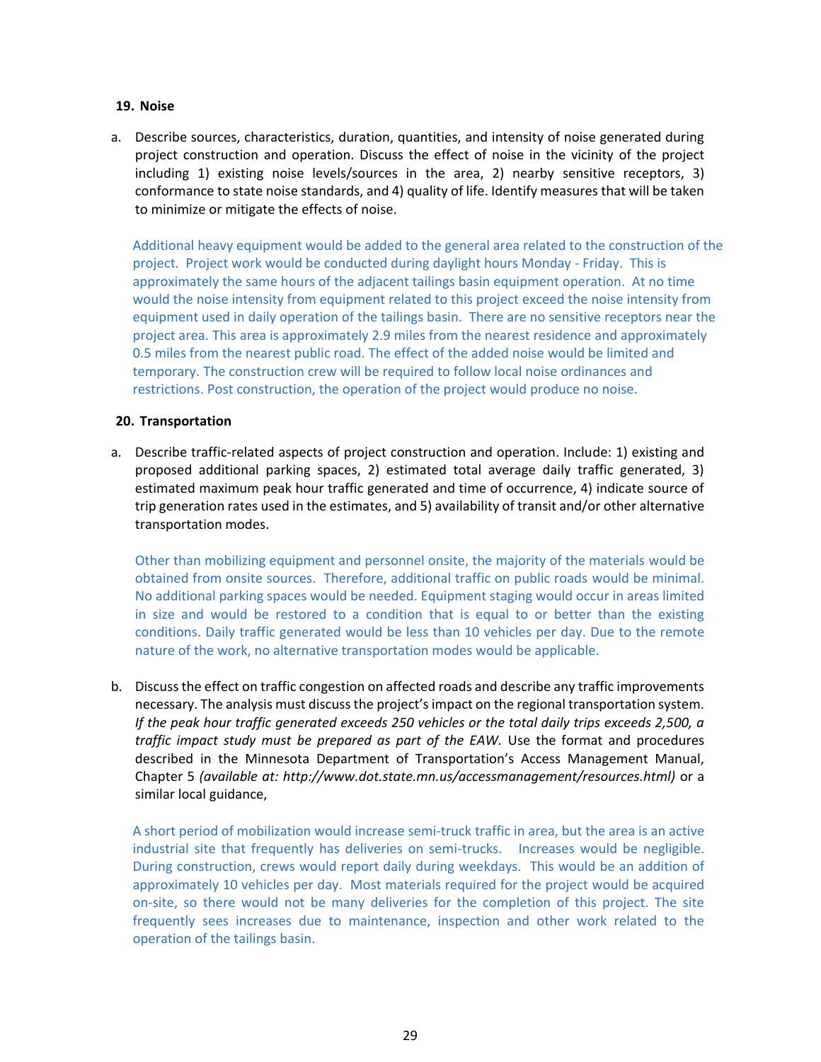**19. Noise**

a. Describe sources, characteristics, duration, quantities, and intensity of noise generated during project construction and operation. Discuss the effect of noise in the vicinity of the project including 1) existing noise levels/sources in the area, 2) nearby sensitive receptors, 3) conformance to state noise standards, and 4) quality of life. Identify measures that will be taken to minimize or mitigate the effects of noise.

   Additional heavy equipment would be added to the general area related to the construction of the project. Project work would be conducted during daylight hours Monday - Friday. This is approximately the same hours of the adjacent tailings basin equipment operation. At no time would the noise intensity from equipment related to this project exceed the noise intensity from equipment used in daily operation of the tailings basin. There are no sensitive receptors near the project area. This area is approximately 2.9 miles from the nearest residence and approximately 0.5 miles from the nearest public road. The effect of the added noise would be limited and temporary. The construction crew will be required to follow local noise ordinances and restrictions. Post construction, the operation of the project would produce no noise.

**20. Transportation**

a. Describe traffic-related aspects of project construction and operation. Include: 1) existing and proposed additional parking spaces, 2) estimated total average daily traffic generated, 3) estimated maximum peak hour traffic generated and time of occurrence, 4) indicate source of trip generation rates used in the estimates, and 5) availability of transit and/or other alternative transportation modes.

   Other than mobilizing equipment and personnel onsite, the majority of the materials would be obtained from onsite sources. Therefore, additional traffic on public roads would be minimal. No additional parking spaces would be needed. Equipment staging would occur in areas limited in size and would be restored to a condition that is equal to or better than the existing conditions. Daily traffic generated would be less than 10 vehicles per day. Due to the remote nature of the work, no alternative transportation modes would be applicable.

b. Discuss the effect on traffic congestion on affected roads and describe any traffic improvements necessary. The analysis must discuss the project's impact on the regional transportation system. *If the peak hour traffic generated exceeds 250 vehicles or the total daily trips exceeds 2,500, a traffic impact study must be prepared as part of the EAW.* Use the format and procedures described in the Minnesota Department of Transportation's Access Management Manual, Chapter 5 *(available at: http://www.dot.state.mn.us/accessmanagement/resources.html)* or a similar local guidance,

   A short period of mobilization would increase semi-truck traffic in area, but the area is an active industrial site that frequently has deliveries on semi-trucks. Increases would be negligible. During construction, crews would report daily during weekdays. This would be an addition of approximately 10 vehicles per day. Most materials required for the project would be acquired on-site, so there would not be many deliveries for the completion of this project. The site frequently sees increases due to maintenance, inspection and other work related to the operation of the tailings basin.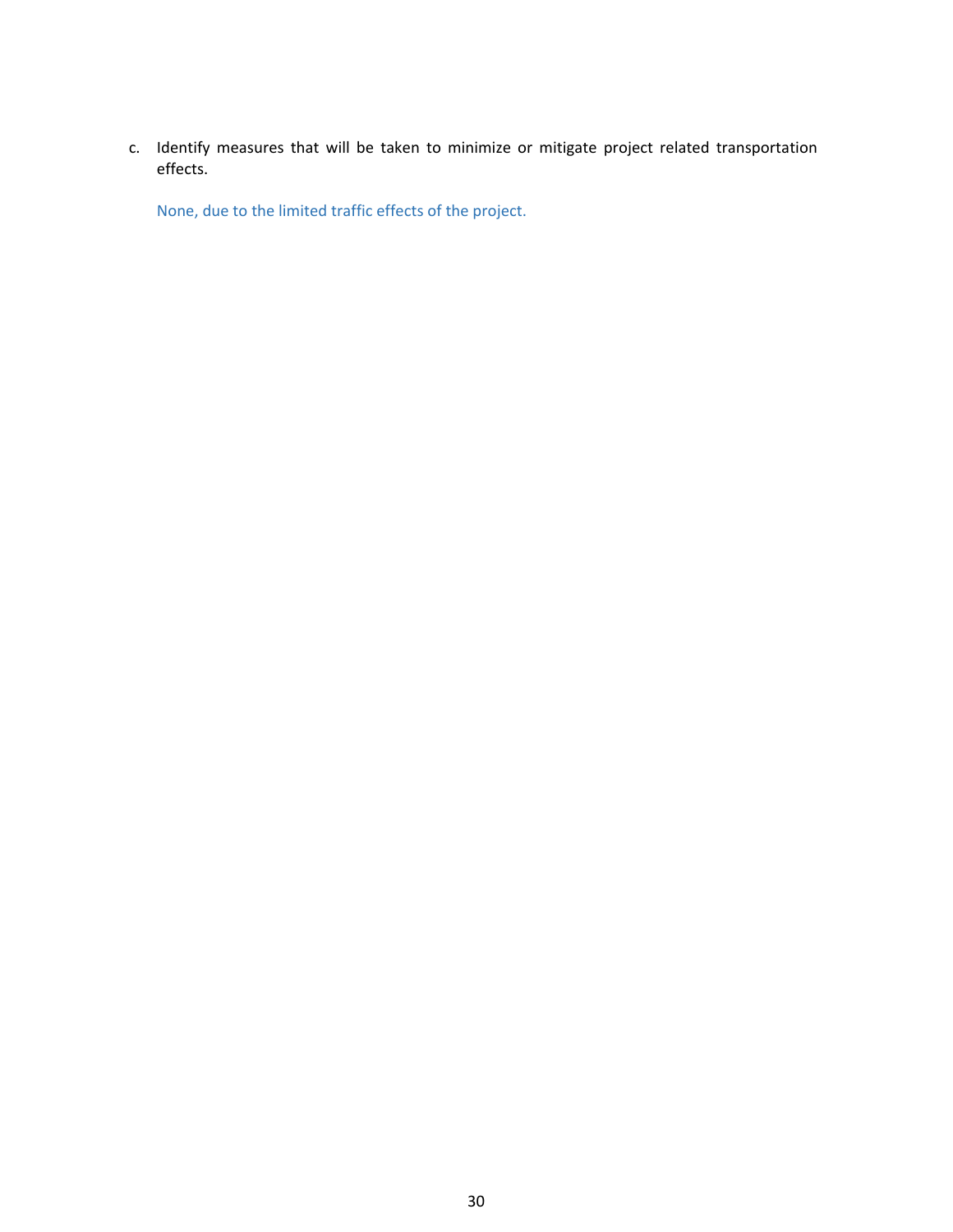c. Identify measures that will be taken to minimize or mitigate project related transportation effects.

None, due to the limited traffic effects of the project.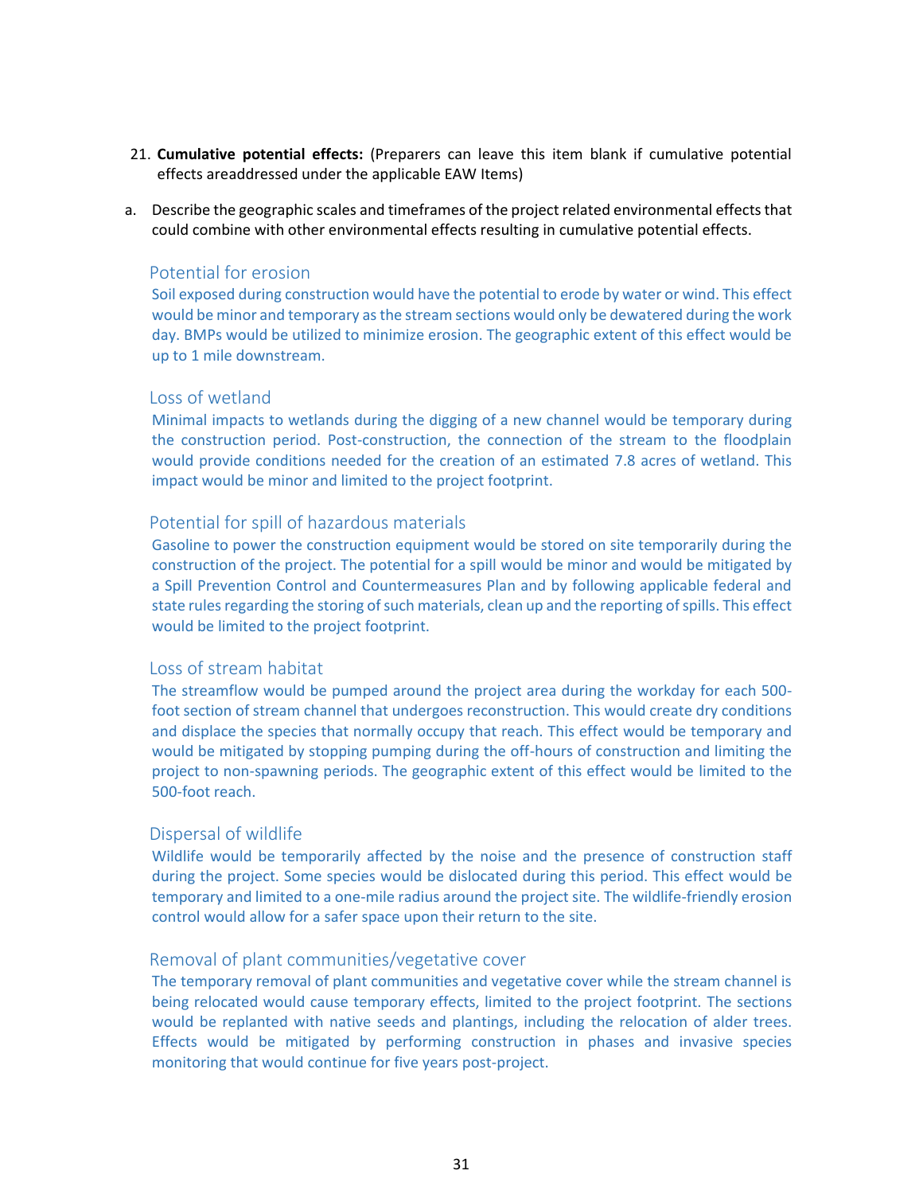21. **Cumulative potential effects:** (Preparers can leave this item blank if cumulative potential effects areaddressed under the applicable EAW Items)

a. Describe the geographic scales and timeframes of the project related environmental effects that could combine with other environmental effects resulting in cumulative potential effects.

### Potential for erosion

Soil exposed during construction would have the potential to erode by water or wind. This effect would be minor and temporary as the stream sections would only be dewatered during the work day. BMPs would be utilized to minimize erosion. The geographic extent of this effect would be up to 1 mile downstream.

### Loss of wetland

Minimal impacts to wetlands during the digging of a new channel would be temporary during the construction period. Post-construction, the connection of the stream to the floodplain would provide conditions needed for the creation of an estimated 7.8 acres of wetland. This impact would be minor and limited to the project footprint.

### Potential for spill of hazardous materials

Gasoline to power the construction equipment would be stored on site temporarily during the construction of the project. The potential for a spill would be minor and would be mitigated by a Spill Prevention Control and Countermeasures Plan and by following applicable federal and state rules regarding the storing of such materials, clean up and the reporting of spills. This effect would be limited to the project footprint.

### Loss of stream habitat

The streamflow would be pumped around the project area during the workday for each 500-foot section of stream channel that undergoes reconstruction. This would create dry conditions and displace the species that normally occupy that reach. This effect would be temporary and would be mitigated by stopping pumping during the off-hours of construction and limiting the project to non-spawning periods. The geographic extent of this effect would be limited to the 500-foot reach.

### Dispersal of wildlife

Wildlife would be temporarily affected by the noise and the presence of construction staff during the project. Some species would be dislocated during this period. This effect would be temporary and limited to a one-mile radius around the project site. The wildlife-friendly erosion control would allow for a safer space upon their return to the site.

### Removal of plant communities/vegetative cover

The temporary removal of plant communities and vegetative cover while the stream channel is being relocated would cause temporary effects, limited to the project footprint. The sections would be replanted with native seeds and plantings, including the relocation of alder trees. Effects would be mitigated by performing construction in phases and invasive species monitoring that would continue for five years post-project.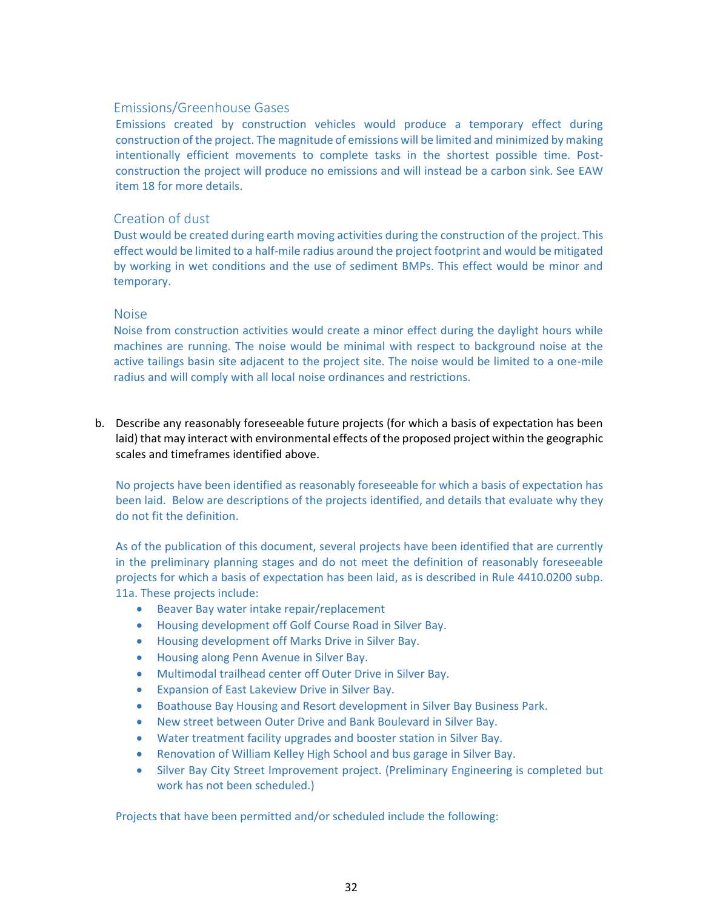### Emissions/Greenhouse Gases

Emissions created by construction vehicles would produce a temporary effect during construction of the project. The magnitude of emissions will be limited and minimized by making intentionally efficient movements to complete tasks in the shortest possible time. Post-construction the project will produce no emissions and will instead be a carbon sink. See EAW item 18 for more details.

### Creation of dust

Dust would be created during earth moving activities during the construction of the project. This effect would be limited to a half-mile radius around the project footprint and would be mitigated by working in wet conditions and the use of sediment BMPs. This effect would be minor and temporary.

### Noise

Noise from construction activities would create a minor effect during the daylight hours while machines are running. The noise would be minimal with respect to background noise at the active tailings basin site adjacent to the project site. The noise would be limited to a one-mile radius and will comply with all local noise ordinances and restrictions.

b. Describe any reasonably foreseeable future projects (for which a basis of expectation has been laid) that may interact with environmental effects of the proposed project within the geographic scales and timeframes identified above.

No projects have been identified as reasonably foreseeable for which a basis of expectation has been laid. Below are descriptions of the projects identified, and details that evaluate why they do not fit the definition.

As of the publication of this document, several projects have been identified that are currently in the preliminary planning stages and do not meet the definition of reasonably foreseeable projects for which a basis of expectation has been laid, as is described in Rule 4410.0200 subp. 11a. These projects include:

- Beaver Bay water intake repair/replacement
- Housing development off Golf Course Road in Silver Bay.
- Housing development off Marks Drive in Silver Bay.
- Housing along Penn Avenue in Silver Bay.
- Multimodal trailhead center off Outer Drive in Silver Bay.
- Expansion of East Lakeview Drive in Silver Bay.
- Boathouse Bay Housing and Resort development in Silver Bay Business Park.
- New street between Outer Drive and Bank Boulevard in Silver Bay.
- Water treatment facility upgrades and booster station in Silver Bay.
- Renovation of William Kelley High School and bus garage in Silver Bay.
- Silver Bay City Street Improvement project. (Preliminary Engineering is completed but work has not been scheduled.)

Projects that have been permitted and/or scheduled include the following: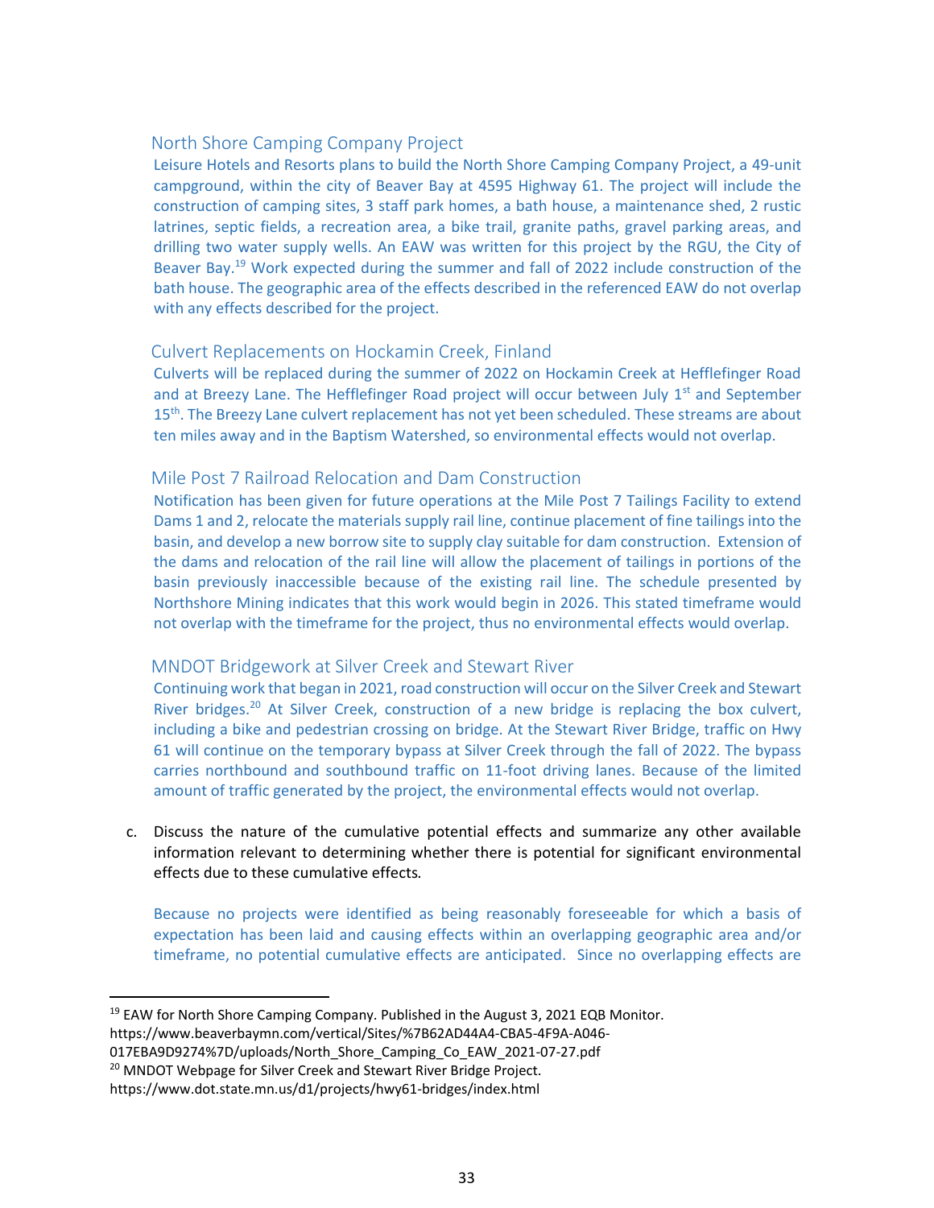### North Shore Camping Company Project

Leisure Hotels and Resorts plans to build the North Shore Camping Company Project, a 49-unit campground, within the city of Beaver Bay at 4595 Highway 61. The project will include the construction of camping sites, 3 staff park homes, a bath house, a maintenance shed, 2 rustic latrines, septic fields, a recreation area, a bike trail, granite paths, gravel parking areas, and drilling two water supply wells. An EAW was written for this project by the RGU, the City of Beaver Bay.[19] Work expected during the summer and fall of 2022 include construction of the bath house. The geographic area of the effects described in the referenced EAW do not overlap with any effects described for the project.

### Culvert Replacements on Hockamin Creek, Finland

Culverts will be replaced during the summer of 2022 on Hockamin Creek at Hefflefinger Road and at Breezy Lane. The Hefflefinger Road project will occur between July 1st and September 15th. The Breezy Lane culvert replacement has not yet been scheduled. These streams are about ten miles away and in the Baptism Watershed, so environmental effects would not overlap.

### Mile Post 7 Railroad Relocation and Dam Construction

Notification has been given for future operations at the Mile Post 7 Tailings Facility to extend Dams 1 and 2, relocate the materials supply rail line, continue placement of fine tailings into the basin, and develop a new borrow site to supply clay suitable for dam construction. Extension of the dams and relocation of the rail line will allow the placement of tailings in portions of the basin previously inaccessible because of the existing rail line. The schedule presented by Northshore Mining indicates that this work would begin in 2026. This stated timeframe would not overlap with the timeframe for the project, thus no environmental effects would overlap.

### MNDOT Bridgework at Silver Creek and Stewart River

Continuing work that began in 2021, road construction will occur on the Silver Creek and Stewart River bridges.[20] At Silver Creek, construction of a new bridge is replacing the box culvert, including a bike and pedestrian crossing on bridge. At the Stewart River Bridge, traffic on Hwy 61 will continue on the temporary bypass at Silver Creek through the fall of 2022. The bypass carries northbound and southbound traffic on 11-foot driving lanes. Because of the limited amount of traffic generated by the project, the environmental effects would not overlap.

c. Discuss the nature of the cumulative potential effects and summarize any other available information relevant to determining whether there is potential for significant environmental effects due to these cumulative effects.

   Because no projects were identified as being reasonably foreseeable for which a basis of expectation has been laid and causing effects within an overlapping geographic area and/or timeframe, no potential cumulative effects are anticipated. Since no overlapping effects are

---

[19] EAW for North Shore Camping Company. Published in the August 3, 2021 EQB Monitor. https://www.beaverbaymn.com/vertical/Sites/%7B62AD44A4-CBA5-4F9A-A046-017EBA9D9274%7D/uploads/North_Shore_Camping_Co_EAW_2021-07-27.pdf

[20] MNDOT Webpage for Silver Creek and Stewart River Bridge Project. https://www.dot.state.mn.us/d1/projects/hwy61-bridges/index.html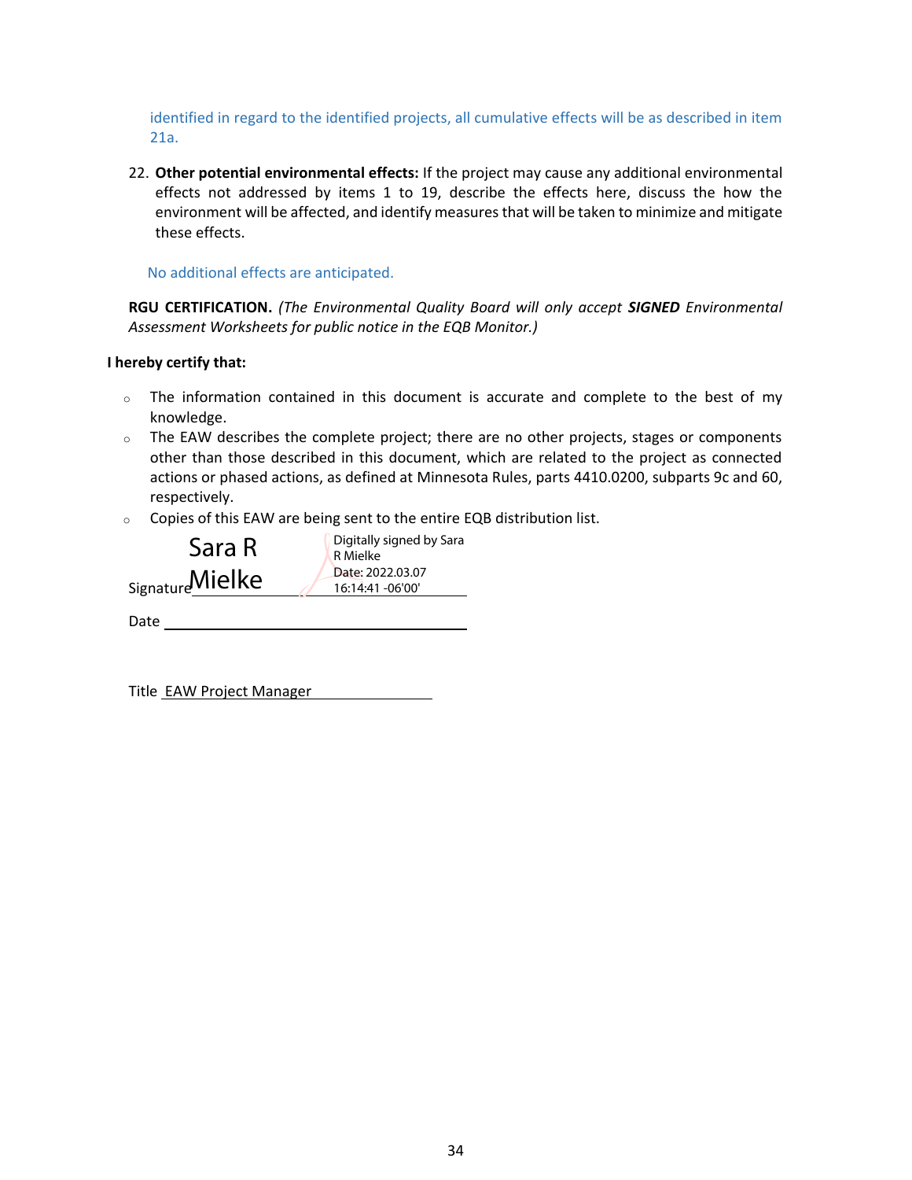identified in regard to the identified projects, all cumulative effects will be as described in item 21a.

22. **Other potential environmental effects:** If the project may cause any additional environmental effects not addressed by items 1 to 19, describe the effects here, discuss the how the environment will be affected, and identify measures that will be taken to minimize and mitigate these effects.

    No additional effects are anticipated.

**RGU CERTIFICATION.** *(The Environmental Quality Board will only accept **SIGNED** Environmental Assessment Worksheets for public notice in the EQB Monitor.)*

**I hereby certify that:**

- The information contained in this document is accurate and complete to the best of my knowledge.
- The EAW describes the complete project; there are no other projects, stages or components other than those described in this document, which are related to the project as connected actions or phased actions, as defined at Minnesota Rules, parts 4410.0200, subparts 9c and 60, respectively.
- Copies of this EAW are being sent to the entire EQB distribution list.

Signature Sara R Mielke — Digitally signed by Sara R Mielke Date: 2022.03.07 16:14:41 -06'00'

Date ______________________

Title EAW Project Manager